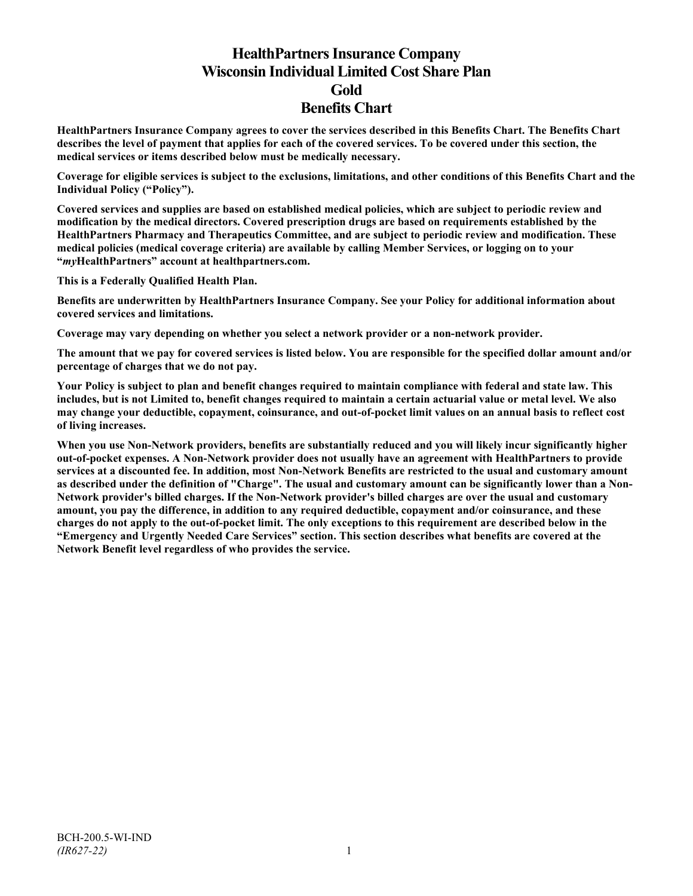# HealthPartners Insurance Company
# Wisconsin Individual Limited Cost Share Plan
# Gold
# Benefits Chart

**HealthPartners Insurance Company agrees to cover the services described in this Benefits Chart. The Benefits Chart describes the level of payment that applies for each of the covered services. To be covered under this section, the medical services or items described below must be medically necessary.**

**Coverage for eligible services is subject to the exclusions, limitations, and other conditions of this Benefits Chart and the Individual Policy ("Policy").**

**Covered services and supplies are based on established medical policies, which are subject to periodic review and modification by the medical directors. Covered prescription drugs are based on requirements established by the HealthPartners Pharmacy and Therapeutics Committee, and are subject to periodic review and modification. These medical policies (medical coverage criteria) are available by calling Member Services, or logging on to your "*my*HealthPartners" account at healthpartners.com.**

**This is a Federally Qualified Health Plan.**

**Benefits are underwritten by HealthPartners Insurance Company. See your Policy for additional information about covered services and limitations.**

**Coverage may vary depending on whether you select a network provider or a non-network provider.**

**The amount that we pay for covered services is listed below. You are responsible for the specified dollar amount and/or percentage of charges that we do not pay.**

**Your Policy is subject to plan and benefit changes required to maintain compliance with federal and state law. This includes, but is not Limited to, benefit changes required to maintain a certain actuarial value or metal level. We also may change your deductible, copayment, coinsurance, and out-of-pocket limit values on an annual basis to reflect cost of living increases.**

**When you use Non-Network providers, benefits are substantially reduced and you will likely incur significantly higher out-of-pocket expenses. A Non-Network provider does not usually have an agreement with HealthPartners to provide services at a discounted fee. In addition, most Non-Network Benefits are restricted to the usual and customary amount as described under the definition of "Charge". The usual and customary amount can be significantly lower than a Non-Network provider's billed charges. If the Non-Network provider's billed charges are over the usual and customary amount, you pay the difference, in addition to any required deductible, copayment and/or coinsurance, and these charges do not apply to the out-of-pocket limit. The only exceptions to this requirement are described below in the "Emergency and Urgently Needed Care Services" section. This section describes what benefits are covered at the Network Benefit level regardless of who provides the service.**

BCH-200.5-WI-IND
*(IR627-22)*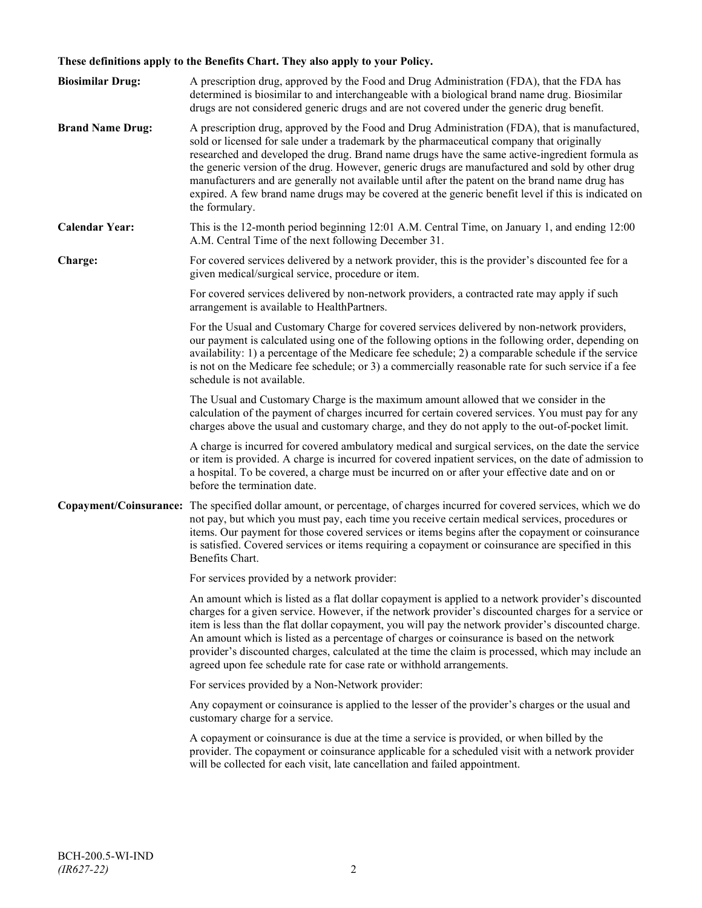**These definitions apply to the Benefits Chart. They also apply to your Policy.**

**Biosimilar Drug:** A prescription drug, approved by the Food and Drug Administration (FDA), that the FDA has determined is biosimilar to and interchangeable with a biological brand name drug. Biosimilar drugs are not considered generic drugs and are not covered under the generic drug benefit.

**Brand Name Drug:** A prescription drug, approved by the Food and Drug Administration (FDA), that is manufactured, sold or licensed for sale under a trademark by the pharmaceutical company that originally researched and developed the drug. Brand name drugs have the same active-ingredient formula as the generic version of the drug. However, generic drugs are manufactured and sold by other drug manufacturers and are generally not available until after the patent on the brand name drug has expired. A few brand name drugs may be covered at the generic benefit level if this is indicated on the formulary.

**Calendar Year:** This is the 12-month period beginning 12:01 A.M. Central Time, on January 1, and ending 12:00 A.M. Central Time of the next following December 31.

**Charge:** For covered services delivered by a network provider, this is the provider's discounted fee for a given medical/surgical service, procedure or item.

For covered services delivered by non-network providers, a contracted rate may apply if such arrangement is available to HealthPartners.

For the Usual and Customary Charge for covered services delivered by non-network providers, our payment is calculated using one of the following options in the following order, depending on availability: 1) a percentage of the Medicare fee schedule; 2) a comparable schedule if the service is not on the Medicare fee schedule; or 3) a commercially reasonable rate for such service if a fee schedule is not available.

The Usual and Customary Charge is the maximum amount allowed that we consider in the calculation of the payment of charges incurred for certain covered services. You must pay for any charges above the usual and customary charge, and they do not apply to the out-of-pocket limit.

A charge is incurred for covered ambulatory medical and surgical services, on the date the service or item is provided. A charge is incurred for covered inpatient services, on the date of admission to a hospital. To be covered, a charge must be incurred on or after your effective date and on or before the termination date.

**Copayment/Coinsurance:** The specified dollar amount, or percentage, of charges incurred for covered services, which we do not pay, but which you must pay, each time you receive certain medical services, procedures or items. Our payment for those covered services or items begins after the copayment or coinsurance is satisfied. Covered services or items requiring a copayment or coinsurance are specified in this Benefits Chart.

For services provided by a network provider:

An amount which is listed as a flat dollar copayment is applied to a network provider's discounted charges for a given service. However, if the network provider's discounted charges for a service or item is less than the flat dollar copayment, you will pay the network provider's discounted charge. An amount which is listed as a percentage of charges or coinsurance is based on the network provider's discounted charges, calculated at the time the claim is processed, which may include an agreed upon fee schedule rate for case rate or withhold arrangements.

For services provided by a Non-Network provider:

Any copayment or coinsurance is applied to the lesser of the provider's charges or the usual and customary charge for a service.

A copayment or coinsurance is due at the time a service is provided, or when billed by the provider. The copayment or coinsurance applicable for a scheduled visit with a network provider will be collected for each visit, late cancellation and failed appointment.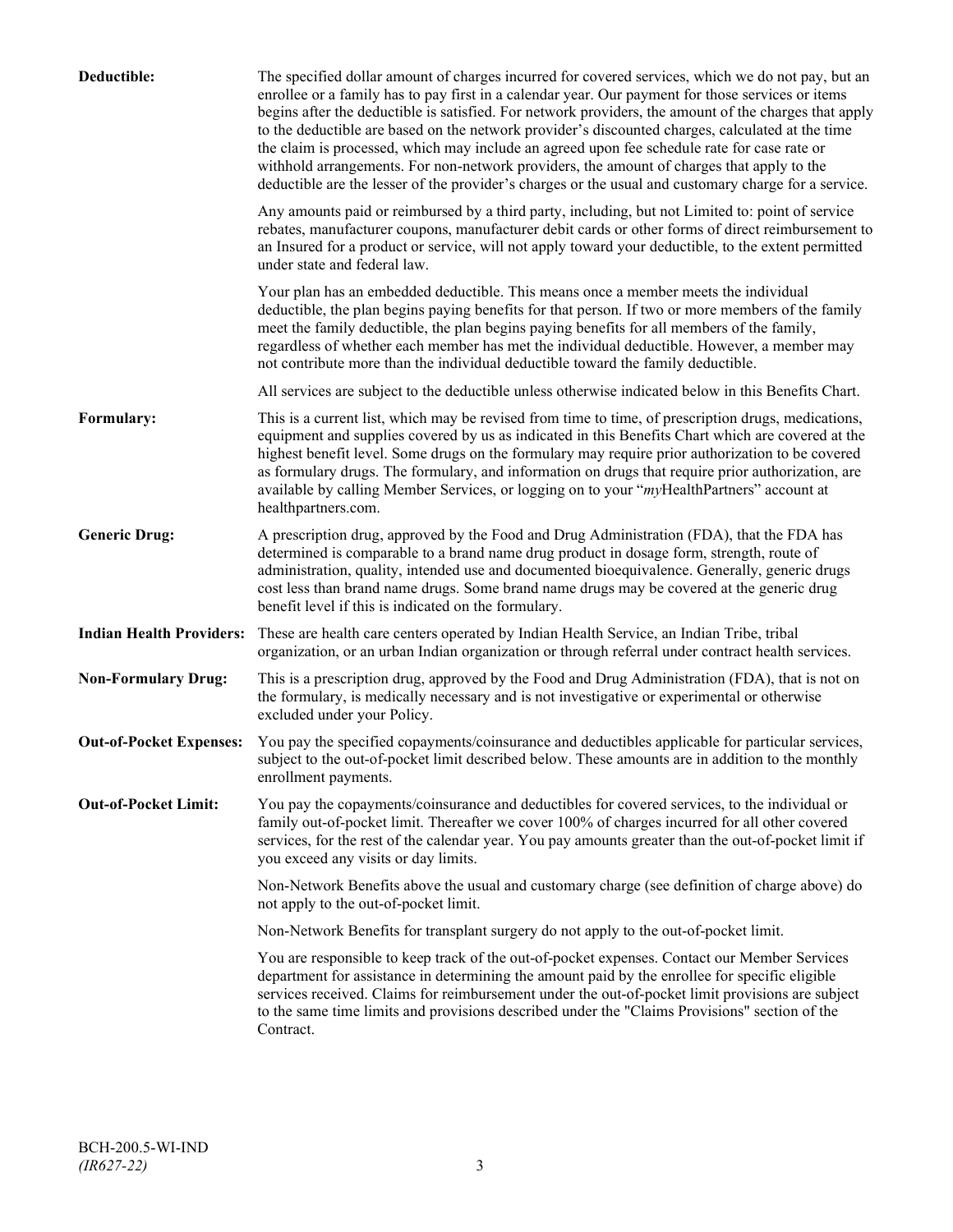**Deductible:** The specified dollar amount of charges incurred for covered services, which we do not pay, but an enrollee or a family has to pay first in a calendar year. Our payment for those services or items begins after the deductible is satisfied. For network providers, the amount of the charges that apply to the deductible are based on the network provider's discounted charges, calculated at the time the claim is processed, which may include an agreed upon fee schedule rate for case rate or withhold arrangements. For non-network providers, the amount of charges that apply to the deductible are the lesser of the provider's charges or the usual and customary charge for a service.

Any amounts paid or reimbursed by a third party, including, but not Limited to: point of service rebates, manufacturer coupons, manufacturer debit cards or other forms of direct reimbursement to an Insured for a product or service, will not apply toward your deductible, to the extent permitted under state and federal law.

Your plan has an embedded deductible. This means once a member meets the individual deductible, the plan begins paying benefits for that person. If two or more members of the family meet the family deductible, the plan begins paying benefits for all members of the family, regardless of whether each member has met the individual deductible. However, a member may not contribute more than the individual deductible toward the family deductible.

All services are subject to the deductible unless otherwise indicated below in this Benefits Chart.

**Formulary:** This is a current list, which may be revised from time to time, of prescription drugs, medications, equipment and supplies covered by us as indicated in this Benefits Chart which are covered at the highest benefit level. Some drugs on the formulary may require prior authorization to be covered as formulary drugs. The formulary, and information on drugs that require prior authorization, are available by calling Member Services, or logging on to your "*my*HealthPartners" account at healthpartners.com.

**Generic Drug:** A prescription drug, approved by the Food and Drug Administration (FDA), that the FDA has determined is comparable to a brand name drug product in dosage form, strength, route of administration, quality, intended use and documented bioequivalence. Generally, generic drugs cost less than brand name drugs. Some brand name drugs may be covered at the generic drug benefit level if this is indicated on the formulary.

**Indian Health Providers:** These are health care centers operated by Indian Health Service, an Indian Tribe, tribal organization, or an urban Indian organization or through referral under contract health services.

**Non-Formulary Drug:** This is a prescription drug, approved by the Food and Drug Administration (FDA), that is not on the formulary, is medically necessary and is not investigative or experimental or otherwise excluded under your Policy.

**Out-of-Pocket Expenses:** You pay the specified copayments/coinsurance and deductibles applicable for particular services, subject to the out-of-pocket limit described below. These amounts are in addition to the monthly enrollment payments.

**Out-of-Pocket Limit:** You pay the copayments/coinsurance and deductibles for covered services, to the individual or family out-of-pocket limit. Thereafter we cover 100% of charges incurred for all other covered services, for the rest of the calendar year. You pay amounts greater than the out-of-pocket limit if you exceed any visits or day limits.

Non-Network Benefits above the usual and customary charge (see definition of charge above) do not apply to the out-of-pocket limit.

Non-Network Benefits for transplant surgery do not apply to the out-of-pocket limit.

You are responsible to keep track of the out-of-pocket expenses. Contact our Member Services department for assistance in determining the amount paid by the enrollee for specific eligible services received. Claims for reimbursement under the out-of-pocket limit provisions are subject to the same time limits and provisions described under the "Claims Provisions" section of the Contract.

BCH-200.5-WI-IND
*(IR627-22)*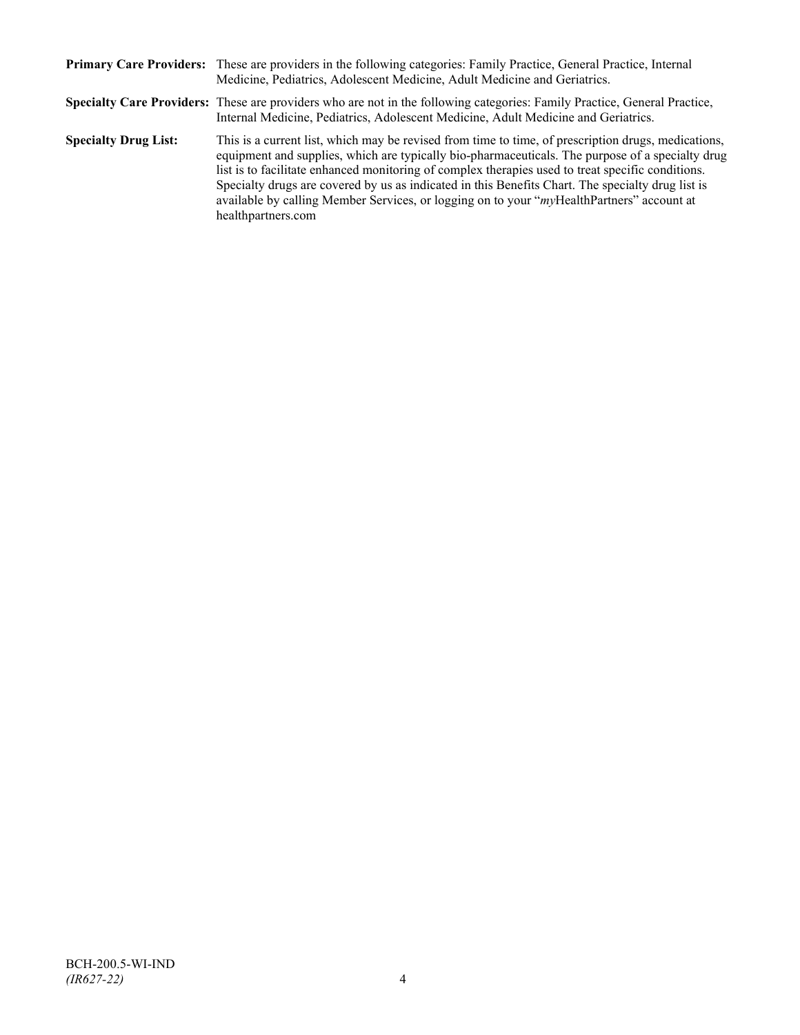**Primary Care Providers:** These are providers in the following categories: Family Practice, General Practice, Internal Medicine, Pediatrics, Adolescent Medicine, Adult Medicine and Geriatrics.

**Specialty Care Providers:** These are providers who are not in the following categories: Family Practice, General Practice, Internal Medicine, Pediatrics, Adolescent Medicine, Adult Medicine and Geriatrics.

**Specialty Drug List:** This is a current list, which may be revised from time to time, of prescription drugs, medications, equipment and supplies, which are typically bio-pharmaceuticals. The purpose of a specialty drug list is to facilitate enhanced monitoring of complex therapies used to treat specific conditions. Specialty drugs are covered by us as indicated in this Benefits Chart. The specialty drug list is available by calling Member Services, or logging on to your "*my*HealthPartners" account at healthpartners.com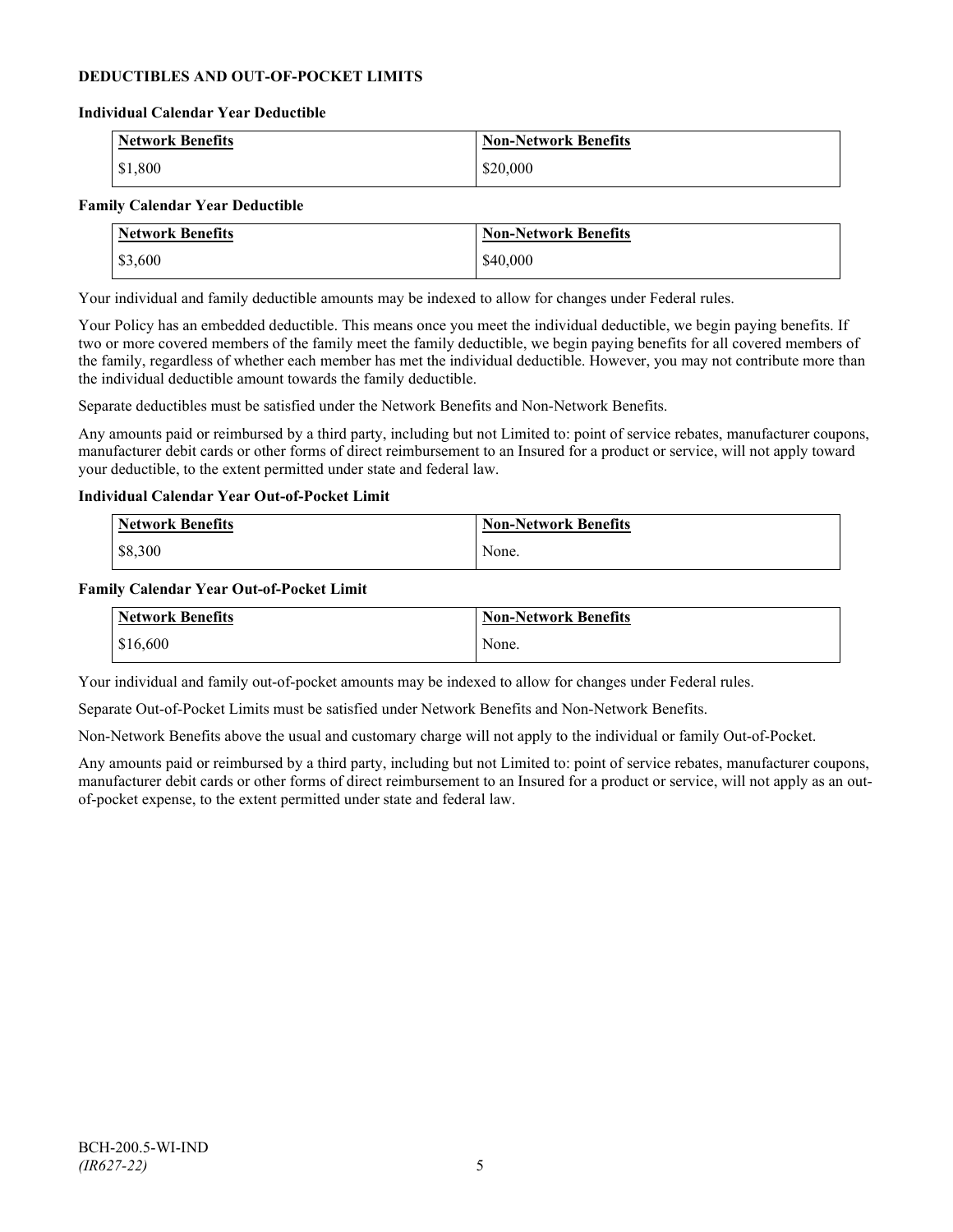**DEDUCTIBLES AND OUT-OF-POCKET LIMITS**

**Individual Calendar Year Deductible**

| Network Benefits | Non-Network Benefits |
|---|---|
| $1,800 | $20,000 |

**Family Calendar Year Deductible**

| Network Benefits | Non-Network Benefits |
|---|---|
| $3,600 | $40,000 |

Your individual and family deductible amounts may be indexed to allow for changes under Federal rules.

Your Policy has an embedded deductible. This means once you meet the individual deductible, we begin paying benefits. If two or more covered members of the family meet the family deductible, we begin paying benefits for all covered members of the family, regardless of whether each member has met the individual deductible. However, you may not contribute more than the individual deductible amount towards the family deductible.

Separate deductibles must be satisfied under the Network Benefits and Non-Network Benefits.

Any amounts paid or reimbursed by a third party, including but not Limited to: point of service rebates, manufacturer coupons, manufacturer debit cards or other forms of direct reimbursement to an Insured for a product or service, will not apply toward your deductible, to the extent permitted under state and federal law.

**Individual Calendar Year Out-of-Pocket Limit**

| Network Benefits | Non-Network Benefits |
|---|---|
| $8,300 | None. |

**Family Calendar Year Out-of-Pocket Limit**

| Network Benefits | Non-Network Benefits |
|---|---|
| $16,600 | None. |

Your individual and family out-of-pocket amounts may be indexed to allow for changes under Federal rules.

Separate Out-of-Pocket Limits must be satisfied under Network Benefits and Non-Network Benefits.

Non-Network Benefits above the usual and customary charge will not apply to the individual or family Out-of-Pocket.

Any amounts paid or reimbursed by a third party, including but not Limited to: point of service rebates, manufacturer coupons, manufacturer debit cards or other forms of direct reimbursement to an Insured for a product or service, will not apply as an out-of-pocket expense, to the extent permitted under state and federal law.

BCH-200.5-WI-IND
*(IR627-22)*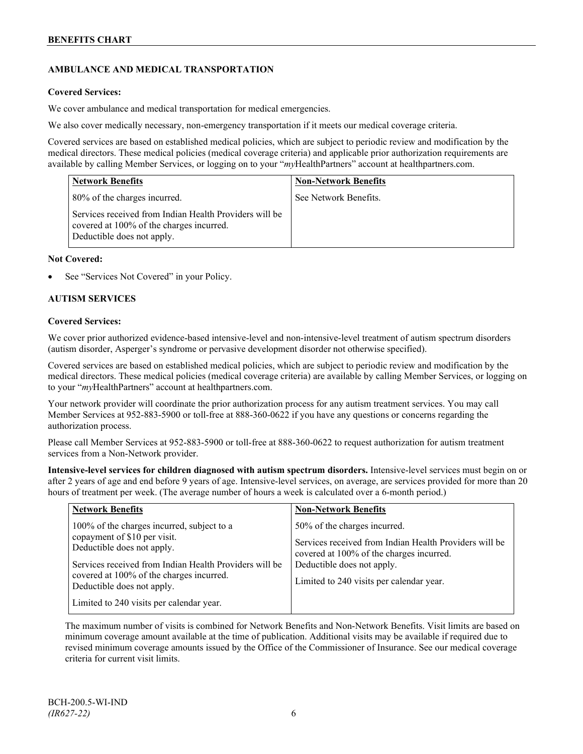## AMBULANCE AND MEDICAL TRANSPORTATION

**Covered Services:**

We cover ambulance and medical transportation for medical emergencies.

We also cover medically necessary, non-emergency transportation if it meets our medical coverage criteria.

Covered services are based on established medical policies, which are subject to periodic review and modification by the medical directors. These medical policies (medical coverage criteria) and applicable prior authorization requirements are available by calling Member Services, or logging on to your "*my*HealthPartners" account at healthpartners.com.

| Network Benefits | Non-Network Benefits |
|---|---|
| 80% of the charges incurred.<br><br>Services received from Indian Health Providers will be covered at 100% of the charges incurred. Deductible does not apply. | See Network Benefits. |

**Not Covered:**

- See "Services Not Covered" in your Policy.

## AUTISM SERVICES

**Covered Services:**

We cover prior authorized evidence-based intensive-level and non-intensive-level treatment of autism spectrum disorders (autism disorder, Asperger's syndrome or pervasive development disorder not otherwise specified).

Covered services are based on established medical policies, which are subject to periodic review and modification by the medical directors. These medical policies (medical coverage criteria) are available by calling Member Services, or logging on to your "*my*HealthPartners" account at healthpartners.com.

Your network provider will coordinate the prior authorization process for any autism treatment services. You may call Member Services at 952-883-5900 or toll-free at 888-360-0622 if you have any questions or concerns regarding the authorization process.

Please call Member Services at 952-883-5900 or toll-free at 888-360-0622 to request authorization for autism treatment services from a Non-Network provider.

**Intensive-level services for children diagnosed with autism spectrum disorders.** Intensive-level services must begin on or after 2 years of age and end before 9 years of age. Intensive-level services, on average, are services provided for more than 20 hours of treatment per week. (The average number of hours a week is calculated over a 6-month period.)

| Network Benefits | Non-Network Benefits |
|---|---|
| 100% of the charges incurred, subject to a copayment of $10 per visit. Deductible does not apply.<br><br>Services received from Indian Health Providers will be covered at 100% of the charges incurred. Deductible does not apply.<br><br>Limited to 240 visits per calendar year. | 50% of the charges incurred.<br><br>Services received from Indian Health Providers will be covered at 100% of the charges incurred. Deductible does not apply.<br><br>Limited to 240 visits per calendar year. |

The maximum number of visits is combined for Network Benefits and Non-Network Benefits. Visit limits are based on minimum coverage amount available at the time of publication. Additional visits may be available if required due to revised minimum coverage amounts issued by the Office of the Commissioner of Insurance. See our medical coverage criteria for current visit limits.

BCH-200.5-WI-IND
*(IR627-22)*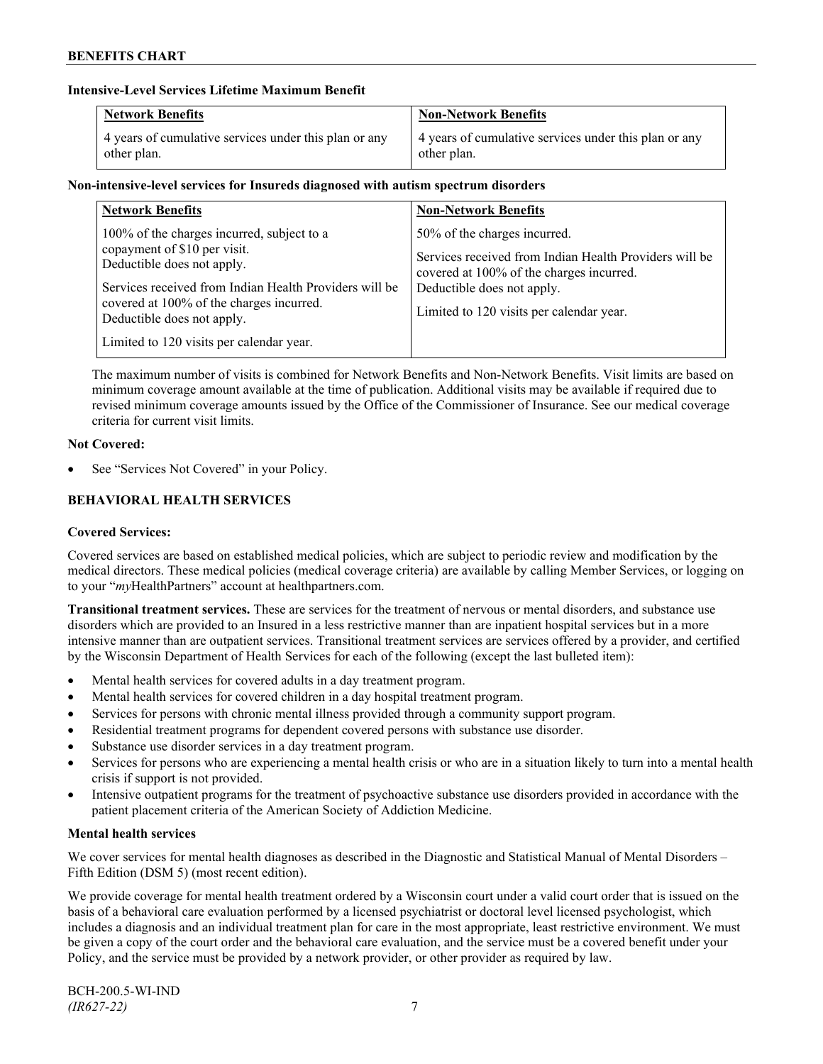**Intensive-Level Services Lifetime Maximum Benefit**

| Network Benefits | Non-Network Benefits |
|---|---|
| 4 years of cumulative services under this plan or any other plan. | 4 years of cumulative services under this plan or any other plan. |

**Non-intensive-level services for Insureds diagnosed with autism spectrum disorders**

| Network Benefits | Non-Network Benefits |
|---|---|
| 100% of the charges incurred, subject to a copayment of $10 per visit. Deductible does not apply.<br><br>Services received from Indian Health Providers will be covered at 100% of the charges incurred. Deductible does not apply.<br><br>Limited to 120 visits per calendar year. | 50% of the charges incurred.<br><br>Services received from Indian Health Providers will be covered at 100% of the charges incurred. Deductible does not apply.<br><br>Limited to 120 visits per calendar year. |

The maximum number of visits is combined for Network Benefits and Non-Network Benefits. Visit limits are based on minimum coverage amount available at the time of publication. Additional visits may be available if required due to revised minimum coverage amounts issued by the Office of the Commissioner of Insurance. See our medical coverage criteria for current visit limits.

**Not Covered:**

- See "Services Not Covered" in your Policy.

## BEHAVIORAL HEALTH SERVICES

**Covered Services:**

Covered services are based on established medical policies, which are subject to periodic review and modification by the medical directors. These medical policies (medical coverage criteria) are available by calling Member Services, or logging on to your "*my*HealthPartners" account at healthpartners.com.

**Transitional treatment services.** These are services for the treatment of nervous or mental disorders, and substance use disorders which are provided to an Insured in a less restrictive manner than are inpatient hospital services but in a more intensive manner than are outpatient services. Transitional treatment services are services offered by a provider, and certified by the Wisconsin Department of Health Services for each of the following (except the last bulleted item):

- Mental health services for covered adults in a day treatment program.
- Mental health services for covered children in a day hospital treatment program.
- Services for persons with chronic mental illness provided through a community support program.
- Residential treatment programs for dependent covered persons with substance use disorder.
- Substance use disorder services in a day treatment program.
- Services for persons who are experiencing a mental health crisis or who are in a situation likely to turn into a mental health crisis if support is not provided.
- Intensive outpatient programs for the treatment of psychoactive substance use disorders provided in accordance with the patient placement criteria of the American Society of Addiction Medicine.

**Mental health services**

We cover services for mental health diagnoses as described in the Diagnostic and Statistical Manual of Mental Disorders – Fifth Edition (DSM 5) (most recent edition).

We provide coverage for mental health treatment ordered by a Wisconsin court under a valid court order that is issued on the basis of a behavioral care evaluation performed by a licensed psychiatrist or doctoral level licensed psychologist, which includes a diagnosis and an individual treatment plan for care in the most appropriate, least restrictive environment. We must be given a copy of the court order and the behavioral care evaluation, and the service must be a covered benefit under your Policy, and the service must be provided by a network provider, or other provider as required by law.

BCH-200.5-WI-IND
*(IR627-22)*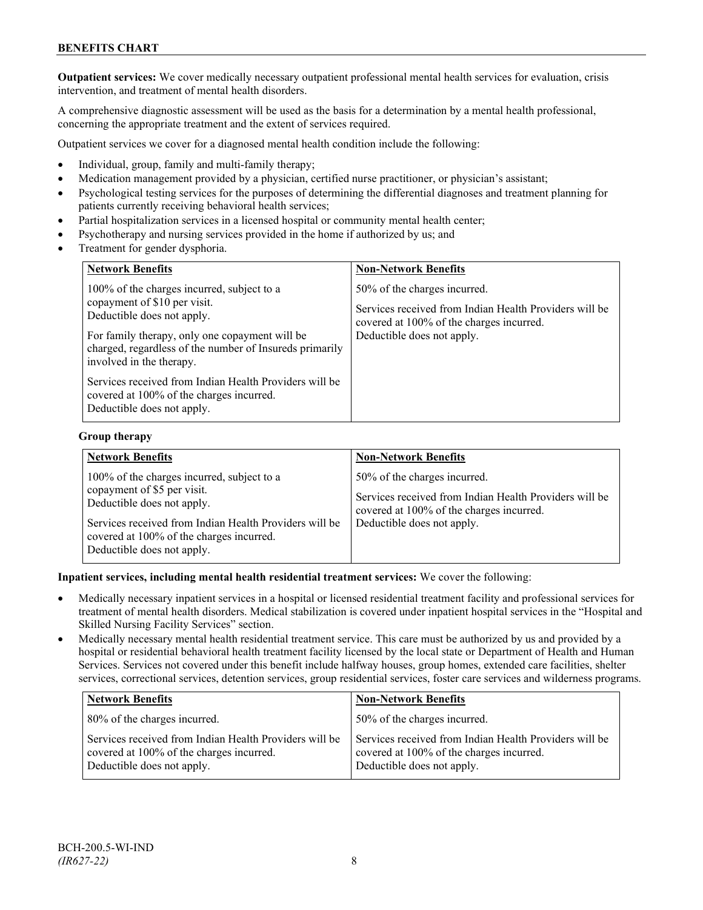**Outpatient services:** We cover medically necessary outpatient professional mental health services for evaluation, crisis intervention, and treatment of mental health disorders.

A comprehensive diagnostic assessment will be used as the basis for a determination by a mental health professional, concerning the appropriate treatment and the extent of services required.

Outpatient services we cover for a diagnosed mental health condition include the following:

- Individual, group, family and multi-family therapy;
- Medication management provided by a physician, certified nurse practitioner, or physician's assistant;
- Psychological testing services for the purposes of determining the differential diagnoses and treatment planning for patients currently receiving behavioral health services;
- Partial hospitalization services in a licensed hospital or community mental health center;
- Psychotherapy and nursing services provided in the home if authorized by us; and
- Treatment for gender dysphoria.

| Network Benefits | Non-Network Benefits |
|---|---|
| 100% of the charges incurred, subject to a copayment of $10 per visit. Deductible does not apply.<br><br>For family therapy, only one copayment will be charged, regardless of the number of Insureds primarily involved in the therapy.<br><br>Services received from Indian Health Providers will be covered at 100% of the charges incurred. Deductible does not apply. | 50% of the charges incurred.<br><br>Services received from Indian Health Providers will be covered at 100% of the charges incurred. Deductible does not apply. |

**Group therapy**

| Network Benefits | Non-Network Benefits |
|---|---|
| 100% of the charges incurred, subject to a copayment of $5 per visit. Deductible does not apply.<br><br>Services received from Indian Health Providers will be covered at 100% of the charges incurred. Deductible does not apply. | 50% of the charges incurred.<br><br>Services received from Indian Health Providers will be covered at 100% of the charges incurred. Deductible does not apply. |

**Inpatient services, including mental health residential treatment services:** We cover the following:

- Medically necessary inpatient services in a hospital or licensed residential treatment facility and professional services for treatment of mental health disorders. Medical stabilization is covered under inpatient hospital services in the "Hospital and Skilled Nursing Facility Services" section.
- Medically necessary mental health residential treatment service. This care must be authorized by us and provided by a hospital or residential behavioral health treatment facility licensed by the local state or Department of Health and Human Services. Services not covered under this benefit include halfway houses, group homes, extended care facilities, shelter services, correctional services, detention services, group residential services, foster care services and wilderness programs.

| Network Benefits | Non-Network Benefits |
|---|---|
| 80% of the charges incurred. | 50% of the charges incurred. |
| Services received from Indian Health Providers will be covered at 100% of the charges incurred. Deductible does not apply. | Services received from Indian Health Providers will be covered at 100% of the charges incurred. Deductible does not apply. |

BCH-200.5-WI-IND
*(IR627-22)*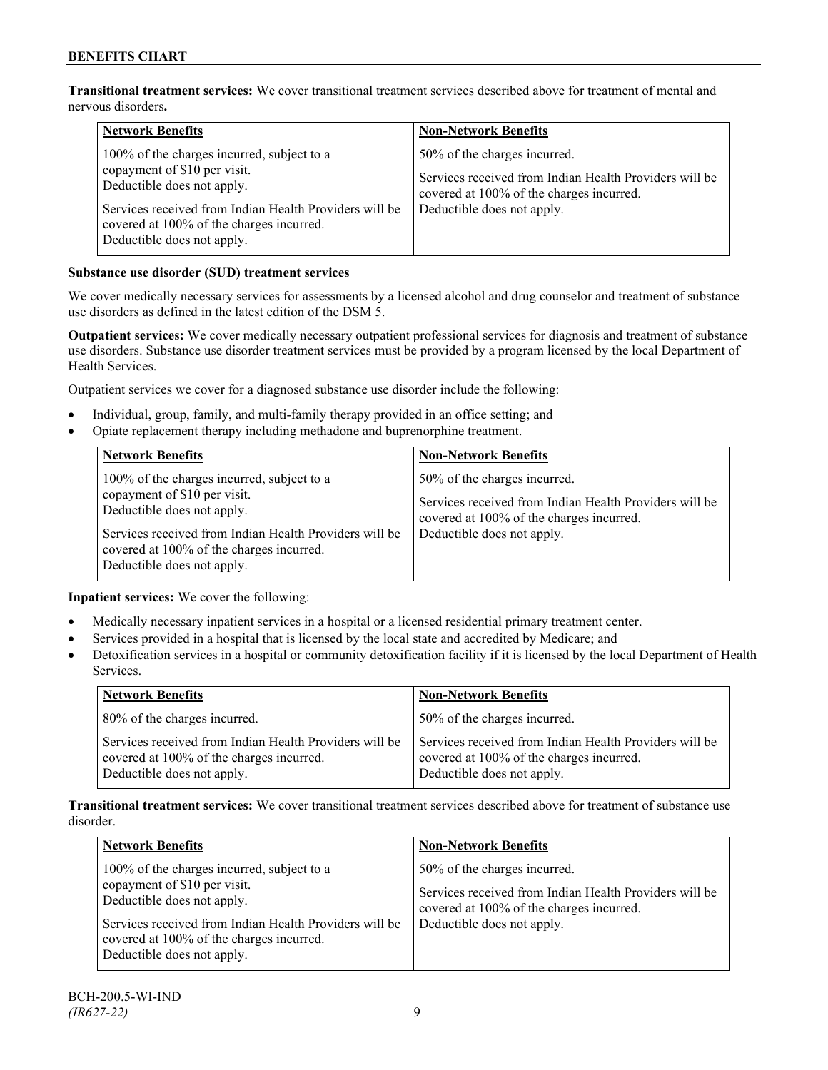**Transitional treatment services:** We cover transitional treatment services described above for treatment of mental and nervous disorders**.**

| Network Benefits | Non-Network Benefits |
| --- | --- |
| 100% of the charges incurred, subject to a copayment of $10 per visit. Deductible does not apply. Services received from Indian Health Providers will be covered at 100% of the charges incurred. Deductible does not apply. | 50% of the charges incurred. Services received from Indian Health Providers will be covered at 100% of the charges incurred. Deductible does not apply. |

**Substance use disorder (SUD) treatment services**

We cover medically necessary services for assessments by a licensed alcohol and drug counselor and treatment of substance use disorders as defined in the latest edition of the DSM 5.

**Outpatient services:** We cover medically necessary outpatient professional services for diagnosis and treatment of substance use disorders. Substance use disorder treatment services must be provided by a program licensed by the local Department of Health Services.

Outpatient services we cover for a diagnosed substance use disorder include the following:

- Individual, group, family, and multi-family therapy provided in an office setting; and
- Opiate replacement therapy including methadone and buprenorphine treatment.

| Network Benefits | Non-Network Benefits |
| --- | --- |
| 100% of the charges incurred, subject to a copayment of $10 per visit. Deductible does not apply. Services received from Indian Health Providers will be covered at 100% of the charges incurred. Deductible does not apply. | 50% of the charges incurred. Services received from Indian Health Providers will be covered at 100% of the charges incurred. Deductible does not apply. |

**Inpatient services:** We cover the following:

- Medically necessary inpatient services in a hospital or a licensed residential primary treatment center.
- Services provided in a hospital that is licensed by the local state and accredited by Medicare; and
- Detoxification services in a hospital or community detoxification facility if it is licensed by the local Department of Health Services.

| Network Benefits | Non-Network Benefits |
| --- | --- |
| 80% of the charges incurred. | 50% of the charges incurred. |
| Services received from Indian Health Providers will be covered at 100% of the charges incurred. Deductible does not apply. | Services received from Indian Health Providers will be covered at 100% of the charges incurred. Deductible does not apply. |

**Transitional treatment services:** We cover transitional treatment services described above for treatment of substance use disorder.

| Network Benefits | Non-Network Benefits |
| --- | --- |
| 100% of the charges incurred, subject to a copayment of $10 per visit. Deductible does not apply. Services received from Indian Health Providers will be covered at 100% of the charges incurred. Deductible does not apply. | 50% of the charges incurred. Services received from Indian Health Providers will be covered at 100% of the charges incurred. Deductible does not apply. |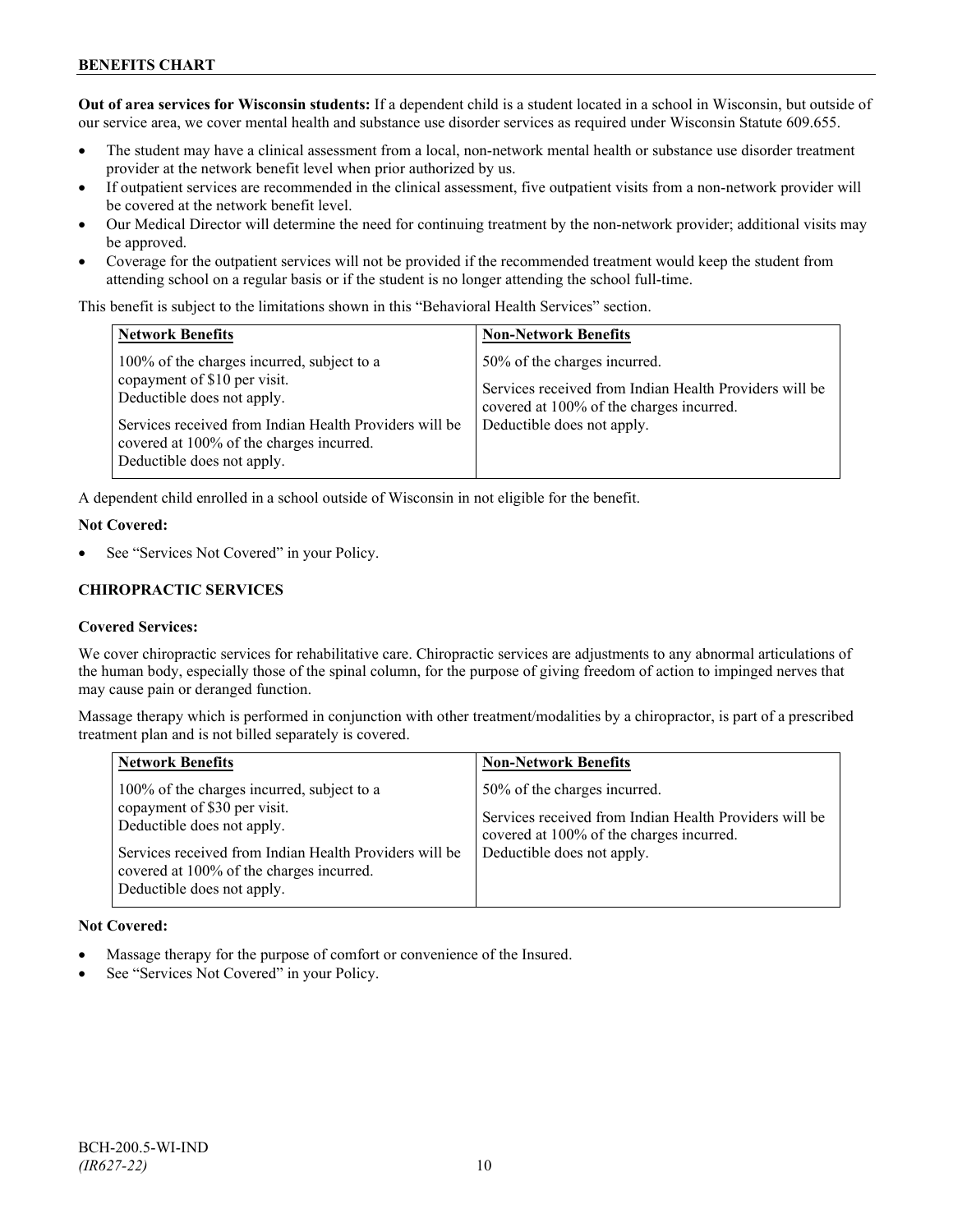**Out of area services for Wisconsin students:** If a dependent child is a student located in a school in Wisconsin, but outside of our service area, we cover mental health and substance use disorder services as required under Wisconsin Statute 609.655.

- The student may have a clinical assessment from a local, non-network mental health or substance use disorder treatment provider at the network benefit level when prior authorized by us.
- If outpatient services are recommended in the clinical assessment, five outpatient visits from a non-network provider will be covered at the network benefit level.
- Our Medical Director will determine the need for continuing treatment by the non-network provider; additional visits may be approved.
- Coverage for the outpatient services will not be provided if the recommended treatment would keep the student from attending school on a regular basis or if the student is no longer attending the school full-time.

This benefit is subject to the limitations shown in this "Behavioral Health Services" section.

| Network Benefits | Non-Network Benefits |
|---|---|
| 100% of the charges incurred, subject to a copayment of $10 per visit. Deductible does not apply. Services received from Indian Health Providers will be covered at 100% of the charges incurred. Deductible does not apply. | 50% of the charges incurred. Services received from Indian Health Providers will be covered at 100% of the charges incurred. Deductible does not apply. |

A dependent child enrolled in a school outside of Wisconsin in not eligible for the benefit.

**Not Covered:**

- See "Services Not Covered" in your Policy.

## CHIROPRACTIC SERVICES

**Covered Services:**

We cover chiropractic services for rehabilitative care. Chiropractic services are adjustments to any abnormal articulations of the human body, especially those of the spinal column, for the purpose of giving freedom of action to impinged nerves that may cause pain or deranged function.

Massage therapy which is performed in conjunction with other treatment/modalities by a chiropractor, is part of a prescribed treatment plan and is not billed separately is covered.

| Network Benefits | Non-Network Benefits |
|---|---|
| 100% of the charges incurred, subject to a copayment of $30 per visit. Deductible does not apply. Services received from Indian Health Providers will be covered at 100% of the charges incurred. Deductible does not apply. | 50% of the charges incurred. Services received from Indian Health Providers will be covered at 100% of the charges incurred. Deductible does not apply. |

**Not Covered:**

- Massage therapy for the purpose of comfort or convenience of the Insured.
- See "Services Not Covered" in your Policy.

BCH-200.5-WI-IND
*(IR627-22)*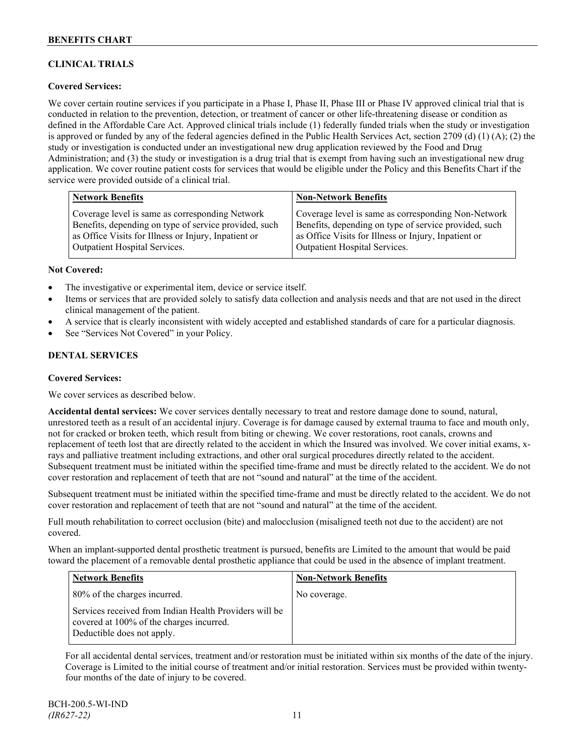## CLINICAL TRIALS

**Covered Services:**

We cover certain routine services if you participate in a Phase I, Phase II, Phase III or Phase IV approved clinical trial that is conducted in relation to the prevention, detection, or treatment of cancer or other life-threatening disease or condition as defined in the Affordable Care Act. Approved clinical trials include (1) federally funded trials when the study or investigation is approved or funded by any of the federal agencies defined in the Public Health Services Act, section 2709 (d) (1) (A); (2) the study or investigation is conducted under an investigational new drug application reviewed by the Food and Drug Administration; and (3) the study or investigation is a drug trial that is exempt from having such an investigational new drug application. We cover routine patient costs for services that would be eligible under the Policy and this Benefits Chart if the service were provided outside of a clinical trial.

| Network Benefits | Non-Network Benefits |
|---|---|
| Coverage level is same as corresponding Network Benefits, depending on type of service provided, such as Office Visits for Illness or Injury, Inpatient or Outpatient Hospital Services. | Coverage level is same as corresponding Non-Network Benefits, depending on type of service provided, such as Office Visits for Illness or Injury, Inpatient or Outpatient Hospital Services. |

**Not Covered:**

- The investigative or experimental item, device or service itself.
- Items or services that are provided solely to satisfy data collection and analysis needs and that are not used in the direct clinical management of the patient.
- A service that is clearly inconsistent with widely accepted and established standards of care for a particular diagnosis.
- See "Services Not Covered" in your Policy.

## DENTAL SERVICES

**Covered Services:**

We cover services as described below.

**Accidental dental services:** We cover services dentally necessary to treat and restore damage done to sound, natural, unrestored teeth as a result of an accidental injury. Coverage is for damage caused by external trauma to face and mouth only, not for cracked or broken teeth, which result from biting or chewing. We cover restorations, root canals, crowns and replacement of teeth lost that are directly related to the accident in which the Insured was involved. We cover initial exams, x-rays and palliative treatment including extractions, and other oral surgical procedures directly related to the accident. Subsequent treatment must be initiated within the specified time-frame and must be directly related to the accident. We do not cover restoration and replacement of teeth that are not "sound and natural" at the time of the accident.

Subsequent treatment must be initiated within the specified time-frame and must be directly related to the accident. We do not cover restoration and replacement of teeth that are not "sound and natural" at the time of the accident.

Full mouth rehabilitation to correct occlusion (bite) and malocclusion (misaligned teeth not due to the accident) are not covered.

When an implant-supported dental prosthetic treatment is pursued, benefits are Limited to the amount that would be paid toward the placement of a removable dental prosthetic appliance that could be used in the absence of implant treatment.

| Network Benefits | Non-Network Benefits |
|---|---|
| 80% of the charges incurred.<br><br>Services received from Indian Health Providers will be covered at 100% of the charges incurred. Deductible does not apply. | No coverage. |

For all accidental dental services, treatment and/or restoration must be initiated within six months of the date of the injury. Coverage is Limited to the initial course of treatment and/or initial restoration. Services must be provided within twenty-four months of the date of injury to be covered.

BCH-200.5-WI-IND
*(IR627-22)*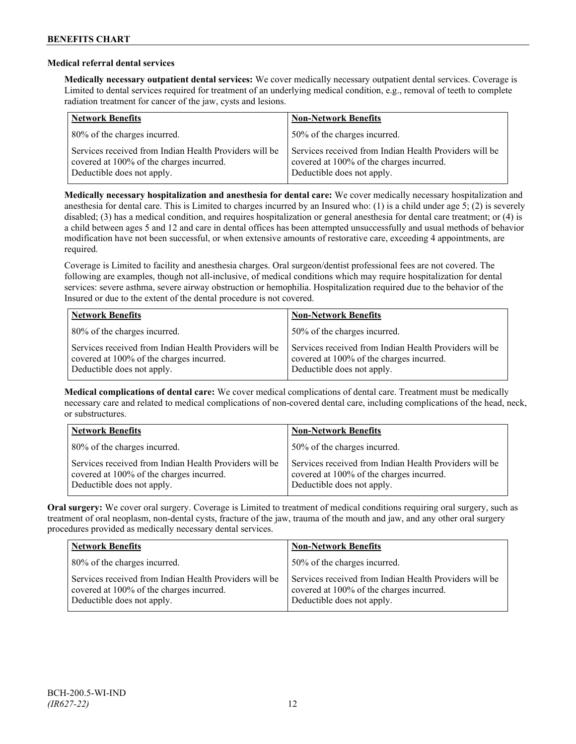**BENEFITS CHART**

### Medical referral dental services

**Medically necessary outpatient dental services:** We cover medically necessary outpatient dental services. Coverage is Limited to dental services required for treatment of an underlying medical condition, e.g., removal of teeth to complete radiation treatment for cancer of the jaw, cysts and lesions.

| Network Benefits | Non-Network Benefits |
|---|---|
| 80% of the charges incurred. | 50% of the charges incurred. |
| Services received from Indian Health Providers will be covered at 100% of the charges incurred. Deductible does not apply. | Services received from Indian Health Providers will be covered at 100% of the charges incurred. Deductible does not apply. |

**Medically necessary hospitalization and anesthesia for dental care:** We cover medically necessary hospitalization and anesthesia for dental care. This is Limited to charges incurred by an Insured who: (1) is a child under age 5; (2) is severely disabled; (3) has a medical condition, and requires hospitalization or general anesthesia for dental care treatment; or (4) is a child between ages 5 and 12 and care in dental offices has been attempted unsuccessfully and usual methods of behavior modification have not been successful, or when extensive amounts of restorative care, exceeding 4 appointments, are required.

Coverage is Limited to facility and anesthesia charges. Oral surgeon/dentist professional fees are not covered. The following are examples, though not all-inclusive, of medical conditions which may require hospitalization for dental services: severe asthma, severe airway obstruction or hemophilia. Hospitalization required due to the behavior of the Insured or due to the extent of the dental procedure is not covered.

| Network Benefits | Non-Network Benefits |
|---|---|
| 80% of the charges incurred. | 50% of the charges incurred. |
| Services received from Indian Health Providers will be covered at 100% of the charges incurred. Deductible does not apply. | Services received from Indian Health Providers will be covered at 100% of the charges incurred. Deductible does not apply. |

**Medical complications of dental care:** We cover medical complications of dental care. Treatment must be medically necessary care and related to medical complications of non-covered dental care, including complications of the head, neck, or substructures.

| Network Benefits | Non-Network Benefits |
|---|---|
| 80% of the charges incurred. | 50% of the charges incurred. |
| Services received from Indian Health Providers will be covered at 100% of the charges incurred. Deductible does not apply. | Services received from Indian Health Providers will be covered at 100% of the charges incurred. Deductible does not apply. |

**Oral surgery:** We cover oral surgery. Coverage is Limited to treatment of medical conditions requiring oral surgery, such as treatment of oral neoplasm, non-dental cysts, fracture of the jaw, trauma of the mouth and jaw, and any other oral surgery procedures provided as medically necessary dental services.

| Network Benefits | Non-Network Benefits |
|---|---|
| 80% of the charges incurred. | 50% of the charges incurred. |
| Services received from Indian Health Providers will be covered at 100% of the charges incurred. Deductible does not apply. | Services received from Indian Health Providers will be covered at 100% of the charges incurred. Deductible does not apply. |

BCH-200.5-WI-IND
*(IR627-22)*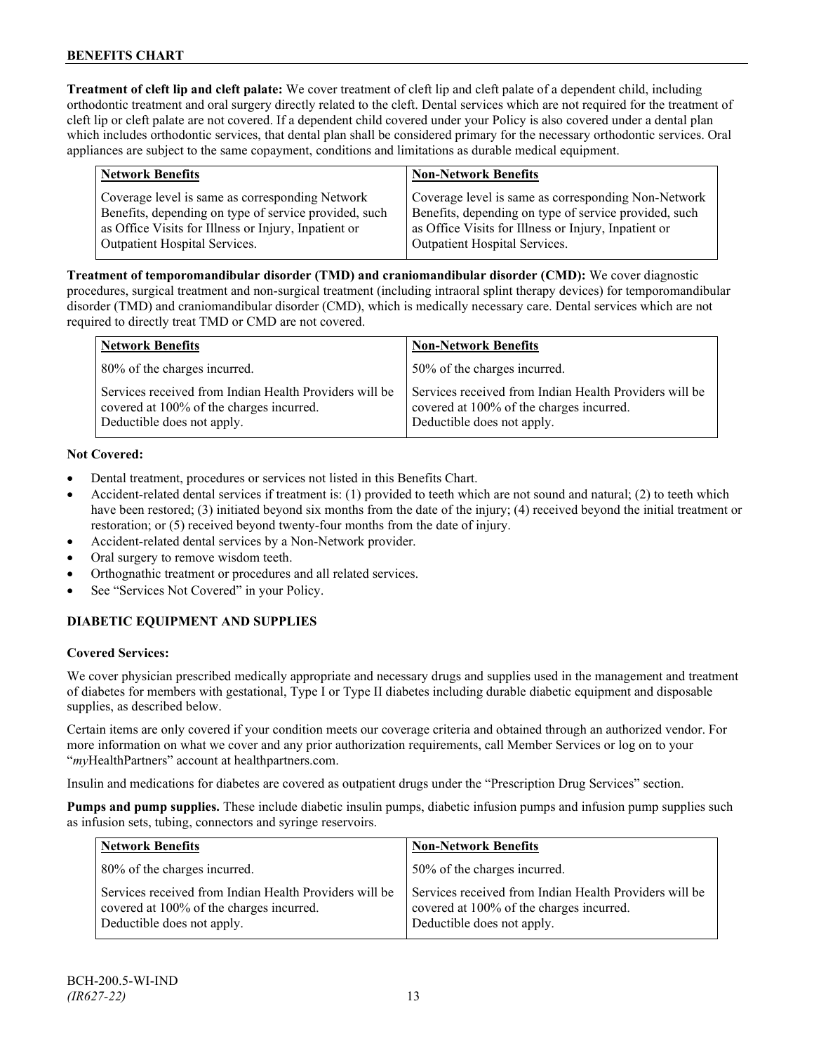**Treatment of cleft lip and cleft palate:** We cover treatment of cleft lip and cleft palate of a dependent child, including orthodontic treatment and oral surgery directly related to the cleft. Dental services which are not required for the treatment of cleft lip or cleft palate are not covered. If a dependent child covered under your Policy is also covered under a dental plan which includes orthodontic services, that dental plan shall be considered primary for the necessary orthodontic services. Oral appliances are subject to the same copayment, conditions and limitations as durable medical equipment.

| Network Benefits | Non-Network Benefits |
|---|---|
| Coverage level is same as corresponding Network Benefits, depending on type of service provided, such as Office Visits for Illness or Injury, Inpatient or Outpatient Hospital Services. | Coverage level is same as corresponding Non-Network Benefits, depending on type of service provided, such as Office Visits for Illness or Injury, Inpatient or Outpatient Hospital Services. |

**Treatment of temporomandibular disorder (TMD) and craniomandibular disorder (CMD):** We cover diagnostic procedures, surgical treatment and non-surgical treatment (including intraoral splint therapy devices) for temporomandibular disorder (TMD) and craniomandibular disorder (CMD), which is medically necessary care. Dental services which are not required to directly treat TMD or CMD are not covered.

| Network Benefits | Non-Network Benefits |
|---|---|
| 80% of the charges incurred. | 50% of the charges incurred. |
| Services received from Indian Health Providers will be covered at 100% of the charges incurred. Deductible does not apply. | Services received from Indian Health Providers will be covered at 100% of the charges incurred. Deductible does not apply. |

**Not Covered:**

- Dental treatment, procedures or services not listed in this Benefits Chart.
- Accident-related dental services if treatment is: (1) provided to teeth which are not sound and natural; (2) to teeth which have been restored; (3) initiated beyond six months from the date of the injury; (4) received beyond the initial treatment or restoration; or (5) received beyond twenty-four months from the date of injury.
- Accident-related dental services by a Non-Network provider.
- Oral surgery to remove wisdom teeth.
- Orthognathic treatment or procedures and all related services.
- See "Services Not Covered" in your Policy.

## DIABETIC EQUIPMENT AND SUPPLIES

**Covered Services:**

We cover physician prescribed medically appropriate and necessary drugs and supplies used in the management and treatment of diabetes for members with gestational, Type I or Type II diabetes including durable diabetic equipment and disposable supplies, as described below.

Certain items are only covered if your condition meets our coverage criteria and obtained through an authorized vendor. For more information on what we cover and any prior authorization requirements, call Member Services or log on to your "*my*HealthPartners" account at healthpartners.com.

Insulin and medications for diabetes are covered as outpatient drugs under the "Prescription Drug Services" section.

**Pumps and pump supplies.** These include diabetic insulin pumps, diabetic infusion pumps and infusion pump supplies such as infusion sets, tubing, connectors and syringe reservoirs.

| Network Benefits | Non-Network Benefits |
|---|---|
| 80% of the charges incurred. | 50% of the charges incurred. |
| Services received from Indian Health Providers will be covered at 100% of the charges incurred. Deductible does not apply. | Services received from Indian Health Providers will be covered at 100% of the charges incurred. Deductible does not apply. |

BCH-200.5-WI-IND
*(IR627-22)*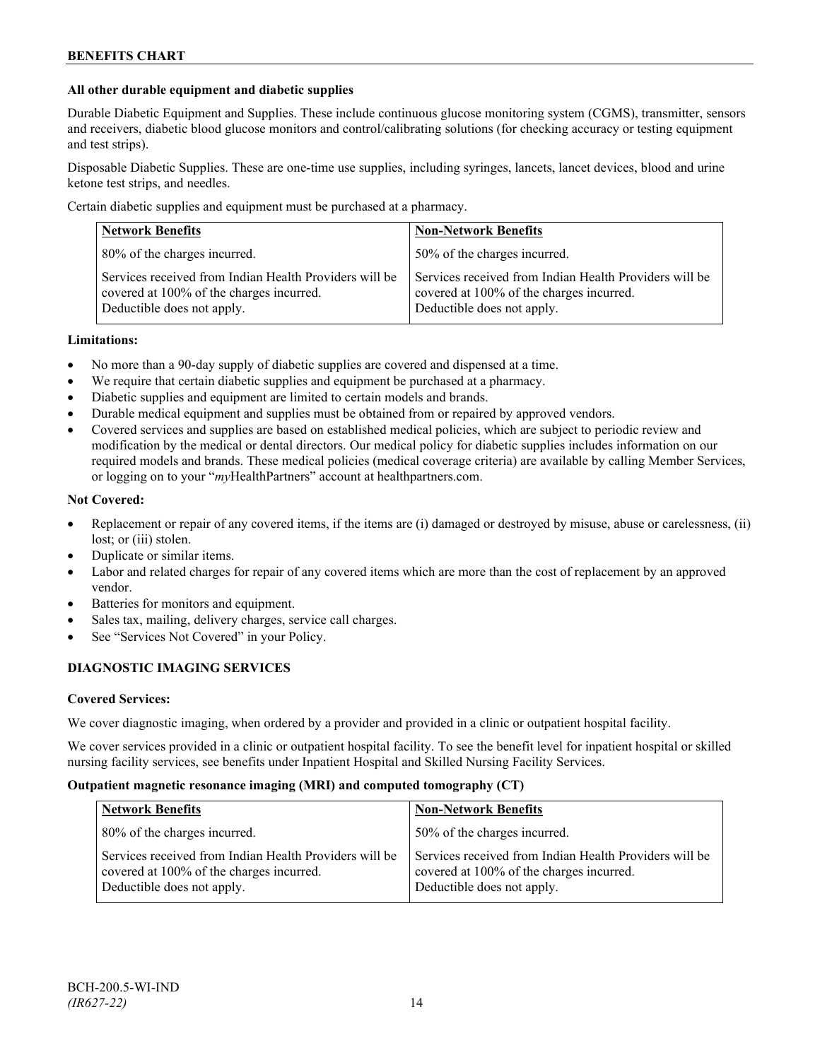**All other durable equipment and diabetic supplies**

Durable Diabetic Equipment and Supplies. These include continuous glucose monitoring system (CGMS), transmitter, sensors and receivers, diabetic blood glucose monitors and control/calibrating solutions (for checking accuracy or testing equipment and test strips).

Disposable Diabetic Supplies. These are one-time use supplies, including syringes, lancets, lancet devices, blood and urine ketone test strips, and needles.

Certain diabetic supplies and equipment must be purchased at a pharmacy.

| **Network Benefits** | **Non-Network Benefits** |
|---|---|
| 80% of the charges incurred. | 50% of the charges incurred. |
| Services received from Indian Health Providers will be covered at 100% of the charges incurred. Deductible does not apply. | Services received from Indian Health Providers will be covered at 100% of the charges incurred. Deductible does not apply. |

**Limitations:**

- No more than a 90-day supply of diabetic supplies are covered and dispensed at a time.
- We require that certain diabetic supplies and equipment be purchased at a pharmacy.
- Diabetic supplies and equipment are limited to certain models and brands.
- Durable medical equipment and supplies must be obtained from or repaired by approved vendors.
- Covered services and supplies are based on established medical policies, which are subject to periodic review and modification by the medical or dental directors. Our medical policy for diabetic supplies includes information on our required models and brands. These medical policies (medical coverage criteria) are available by calling Member Services, or logging on to your "*my*HealthPartners" account at healthpartners.com.

**Not Covered:**

- Replacement or repair of any covered items, if the items are (i) damaged or destroyed by misuse, abuse or carelessness, (ii) lost; or (iii) stolen.
- Duplicate or similar items.
- Labor and related charges for repair of any covered items which are more than the cost of replacement by an approved vendor.
- Batteries for monitors and equipment.
- Sales tax, mailing, delivery charges, service call charges.
- See "Services Not Covered" in your Policy.

## DIAGNOSTIC IMAGING SERVICES

**Covered Services:**

We cover diagnostic imaging, when ordered by a provider and provided in a clinic or outpatient hospital facility.

We cover services provided in a clinic or outpatient hospital facility. To see the benefit level for inpatient hospital or skilled nursing facility services, see benefits under Inpatient Hospital and Skilled Nursing Facility Services.

**Outpatient magnetic resonance imaging (MRI) and computed tomography (CT)**

| **Network Benefits** | **Non-Network Benefits** |
|---|---|
| 80% of the charges incurred. | 50% of the charges incurred. |
| Services received from Indian Health Providers will be covered at 100% of the charges incurred. Deductible does not apply. | Services received from Indian Health Providers will be covered at 100% of the charges incurred. Deductible does not apply. |

BCH-200.5-WI-IND
*(IR627-22)*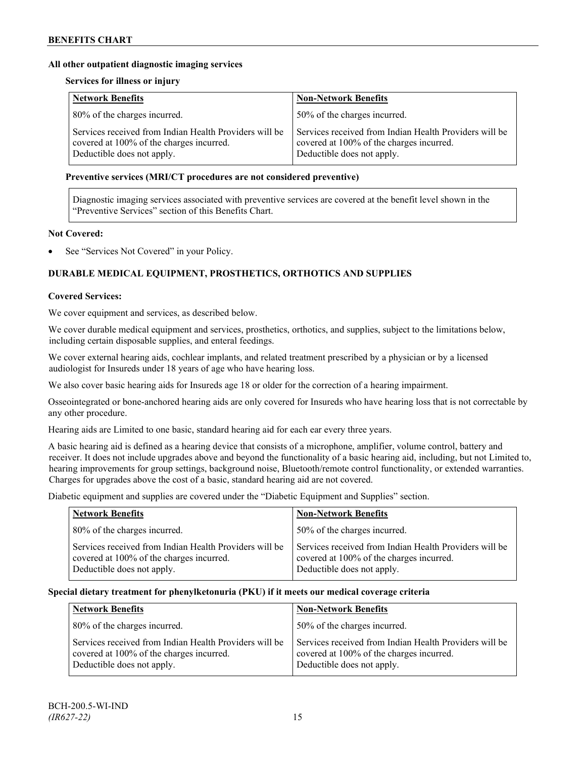**All other outpatient diagnostic imaging services**

**Services for illness or injury**

| Network Benefits | Non-Network Benefits |
| --- | --- |
| 80% of the charges incurred. | 50% of the charges incurred. |
| Services received from Indian Health Providers will be covered at 100% of the charges incurred. Deductible does not apply. | Services received from Indian Health Providers will be covered at 100% of the charges incurred. Deductible does not apply. |

**Preventive services (MRI/CT procedures are not considered preventive)**

Diagnostic imaging services associated with preventive services are covered at the benefit level shown in the "Preventive Services" section of this Benefits Chart.

**Not Covered:**

- See "Services Not Covered" in your Policy.

**DURABLE MEDICAL EQUIPMENT, PROSTHETICS, ORTHOTICS AND SUPPLIES**

**Covered Services:**

We cover equipment and services, as described below.

We cover durable medical equipment and services, prosthetics, orthotics, and supplies, subject to the limitations below, including certain disposable supplies, and enteral feedings.

We cover external hearing aids, cochlear implants, and related treatment prescribed by a physician or by a licensed audiologist for Insureds under 18 years of age who have hearing loss.

We also cover basic hearing aids for Insureds age 18 or older for the correction of a hearing impairment.

Osseointegrated or bone-anchored hearing aids are only covered for Insureds who have hearing loss that is not correctable by any other procedure.

Hearing aids are Limited to one basic, standard hearing aid for each ear every three years.

A basic hearing aid is defined as a hearing device that consists of a microphone, amplifier, volume control, battery and receiver. It does not include upgrades above and beyond the functionality of a basic hearing aid, including, but not Limited to, hearing improvements for group settings, background noise, Bluetooth/remote control functionality, or extended warranties. Charges for upgrades above the cost of a basic, standard hearing aid are not covered.

Diabetic equipment and supplies are covered under the "Diabetic Equipment and Supplies" section.

| Network Benefits | Non-Network Benefits |
| --- | --- |
| 80% of the charges incurred. | 50% of the charges incurred. |
| Services received from Indian Health Providers will be covered at 100% of the charges incurred. Deductible does not apply. | Services received from Indian Health Providers will be covered at 100% of the charges incurred. Deductible does not apply. |

**Special dietary treatment for phenylketonuria (PKU) if it meets our medical coverage criteria**

| Network Benefits | Non-Network Benefits |
| --- | --- |
| 80% of the charges incurred. | 50% of the charges incurred. |
| Services received from Indian Health Providers will be covered at 100% of the charges incurred. Deductible does not apply. | Services received from Indian Health Providers will be covered at 100% of the charges incurred. Deductible does not apply. |

BCH-200.5-WI-IND
*(IR627-22)*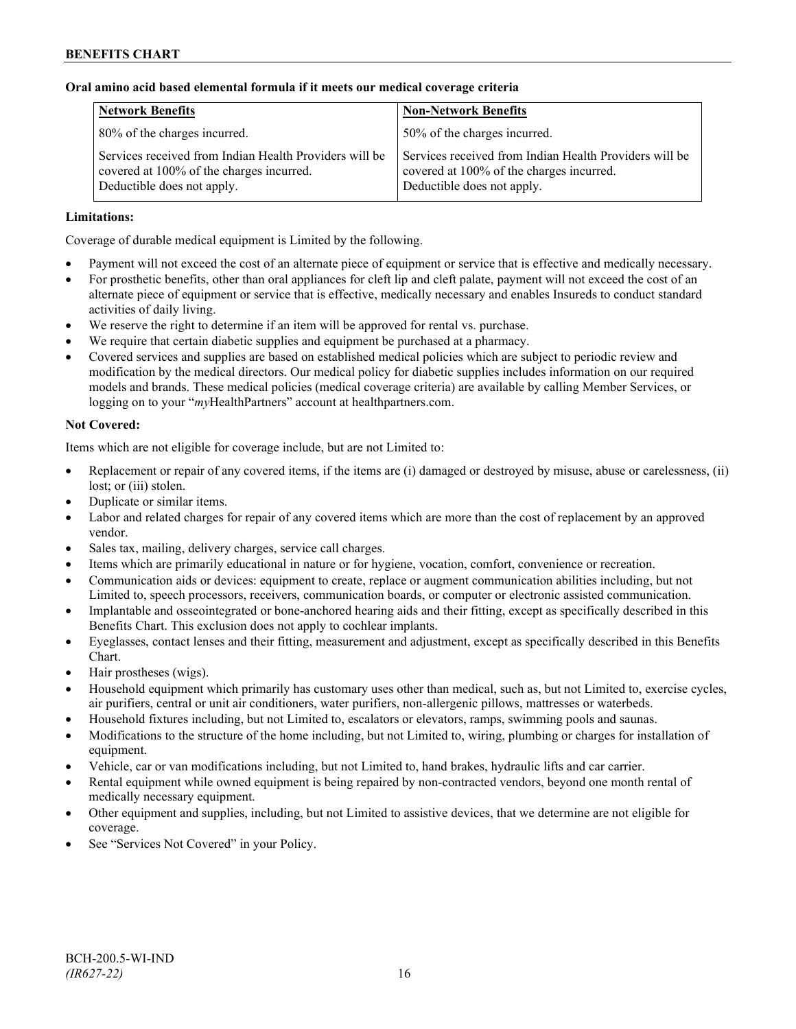**Oral amino acid based elemental formula if it meets our medical coverage criteria**

| Network Benefits | Non-Network Benefits |
|---|---|
| 80% of the charges incurred. | 50% of the charges incurred. |
| Services received from Indian Health Providers will be covered at 100% of the charges incurred. Deductible does not apply. | Services received from Indian Health Providers will be covered at 100% of the charges incurred. Deductible does not apply. |

**Limitations:**

Coverage of durable medical equipment is Limited by the following.

- Payment will not exceed the cost of an alternate piece of equipment or service that is effective and medically necessary.
- For prosthetic benefits, other than oral appliances for cleft lip and cleft palate, payment will not exceed the cost of an alternate piece of equipment or service that is effective, medically necessary and enables Insureds to conduct standard activities of daily living.
- We reserve the right to determine if an item will be approved for rental vs. purchase.
- We require that certain diabetic supplies and equipment be purchased at a pharmacy.
- Covered services and supplies are based on established medical policies which are subject to periodic review and modification by the medical directors. Our medical policy for diabetic supplies includes information on our required models and brands. These medical policies (medical coverage criteria) are available by calling Member Services, or logging on to your "*my*HealthPartners" account at healthpartners.com.

**Not Covered:**

Items which are not eligible for coverage include, but are not Limited to:

- Replacement or repair of any covered items, if the items are (i) damaged or destroyed by misuse, abuse or carelessness, (ii) lost; or (iii) stolen.
- Duplicate or similar items.
- Labor and related charges for repair of any covered items which are more than the cost of replacement by an approved vendor.
- Sales tax, mailing, delivery charges, service call charges.
- Items which are primarily educational in nature or for hygiene, vocation, comfort, convenience or recreation.
- Communication aids or devices: equipment to create, replace or augment communication abilities including, but not Limited to, speech processors, receivers, communication boards, or computer or electronic assisted communication.
- Implantable and osseointegrated or bone-anchored hearing aids and their fitting, except as specifically described in this Benefits Chart. This exclusion does not apply to cochlear implants.
- Eyeglasses, contact lenses and their fitting, measurement and adjustment, except as specifically described in this Benefits Chart.
- Hair prostheses (wigs).
- Household equipment which primarily has customary uses other than medical, such as, but not Limited to, exercise cycles, air purifiers, central or unit air conditioners, water purifiers, non-allergenic pillows, mattresses or waterbeds.
- Household fixtures including, but not Limited to, escalators or elevators, ramps, swimming pools and saunas.
- Modifications to the structure of the home including, but not Limited to, wiring, plumbing or charges for installation of equipment.
- Vehicle, car or van modifications including, but not Limited to, hand brakes, hydraulic lifts and car carrier.
- Rental equipment while owned equipment is being repaired by non-contracted vendors, beyond one month rental of medically necessary equipment.
- Other equipment and supplies, including, but not Limited to assistive devices, that we determine are not eligible for coverage.
- See "Services Not Covered" in your Policy.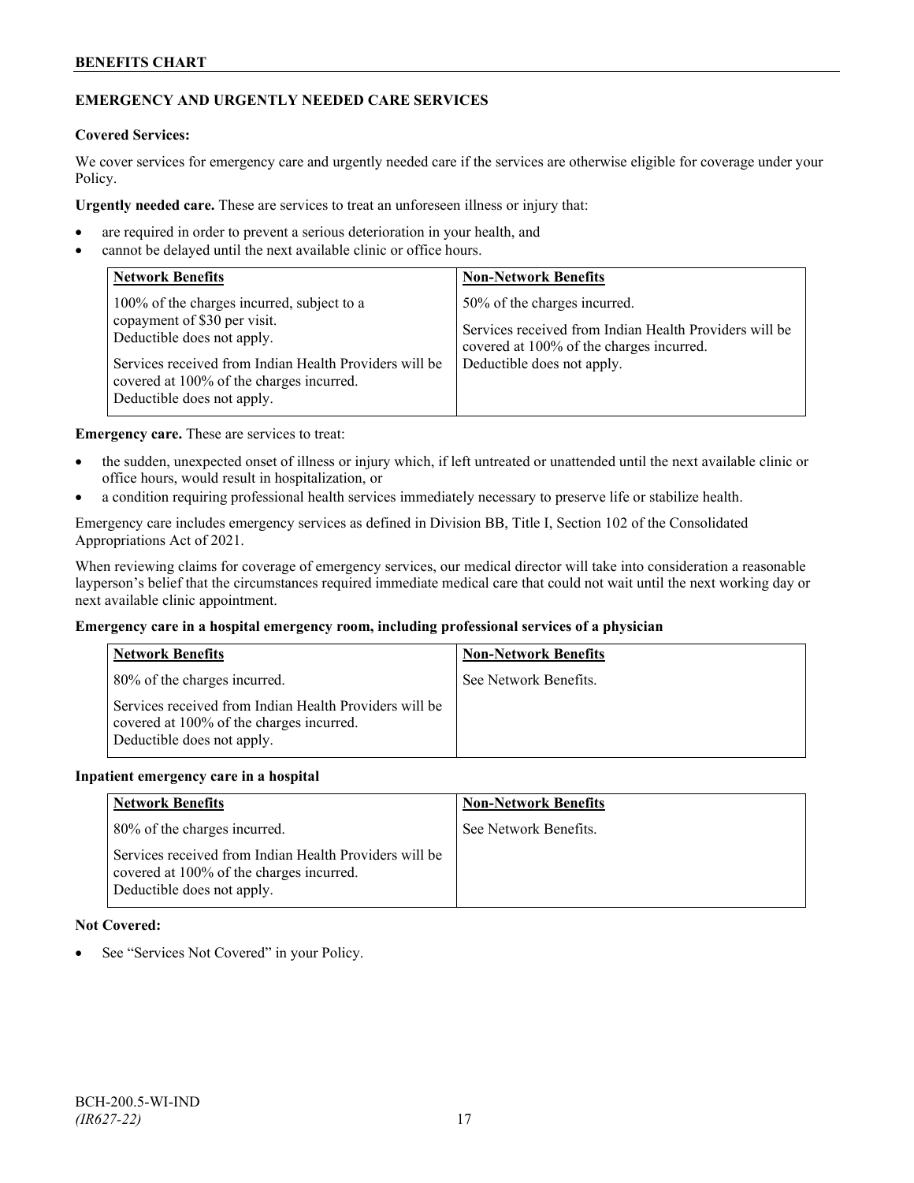## EMERGENCY AND URGENTLY NEEDED CARE SERVICES

**Covered Services:**

We cover services for emergency care and urgently needed care if the services are otherwise eligible for coverage under your Policy.

**Urgently needed care.** These are services to treat an unforeseen illness or injury that:

- are required in order to prevent a serious deterioration in your health, and
- cannot be delayed until the next available clinic or office hours.

| Network Benefits | Non-Network Benefits |
|---|---|
| 100% of the charges incurred, subject to a copayment of $30 per visit. Deductible does not apply.<br><br>Services received from Indian Health Providers will be covered at 100% of the charges incurred. Deductible does not apply. | 50% of the charges incurred.<br><br>Services received from Indian Health Providers will be covered at 100% of the charges incurred. Deductible does not apply. |

**Emergency care.** These are services to treat:

- the sudden, unexpected onset of illness or injury which, if left untreated or unattended until the next available clinic or office hours, would result in hospitalization, or
- a condition requiring professional health services immediately necessary to preserve life or stabilize health.

Emergency care includes emergency services as defined in Division BB, Title I, Section 102 of the Consolidated Appropriations Act of 2021.

When reviewing claims for coverage of emergency services, our medical director will take into consideration a reasonable layperson's belief that the circumstances required immediate medical care that could not wait until the next working day or next available clinic appointment.

**Emergency care in a hospital emergency room, including professional services of a physician**

| Network Benefits | Non-Network Benefits |
|---|---|
| 80% of the charges incurred.<br><br>Services received from Indian Health Providers will be covered at 100% of the charges incurred. Deductible does not apply. | See Network Benefits. |

**Inpatient emergency care in a hospital**

| Network Benefits | Non-Network Benefits |
|---|---|
| 80% of the charges incurred.<br><br>Services received from Indian Health Providers will be covered at 100% of the charges incurred. Deductible does not apply. | See Network Benefits. |

**Not Covered:**

- See "Services Not Covered" in your Policy.

BCH-200.5-WI-IND
*(IR627-22)*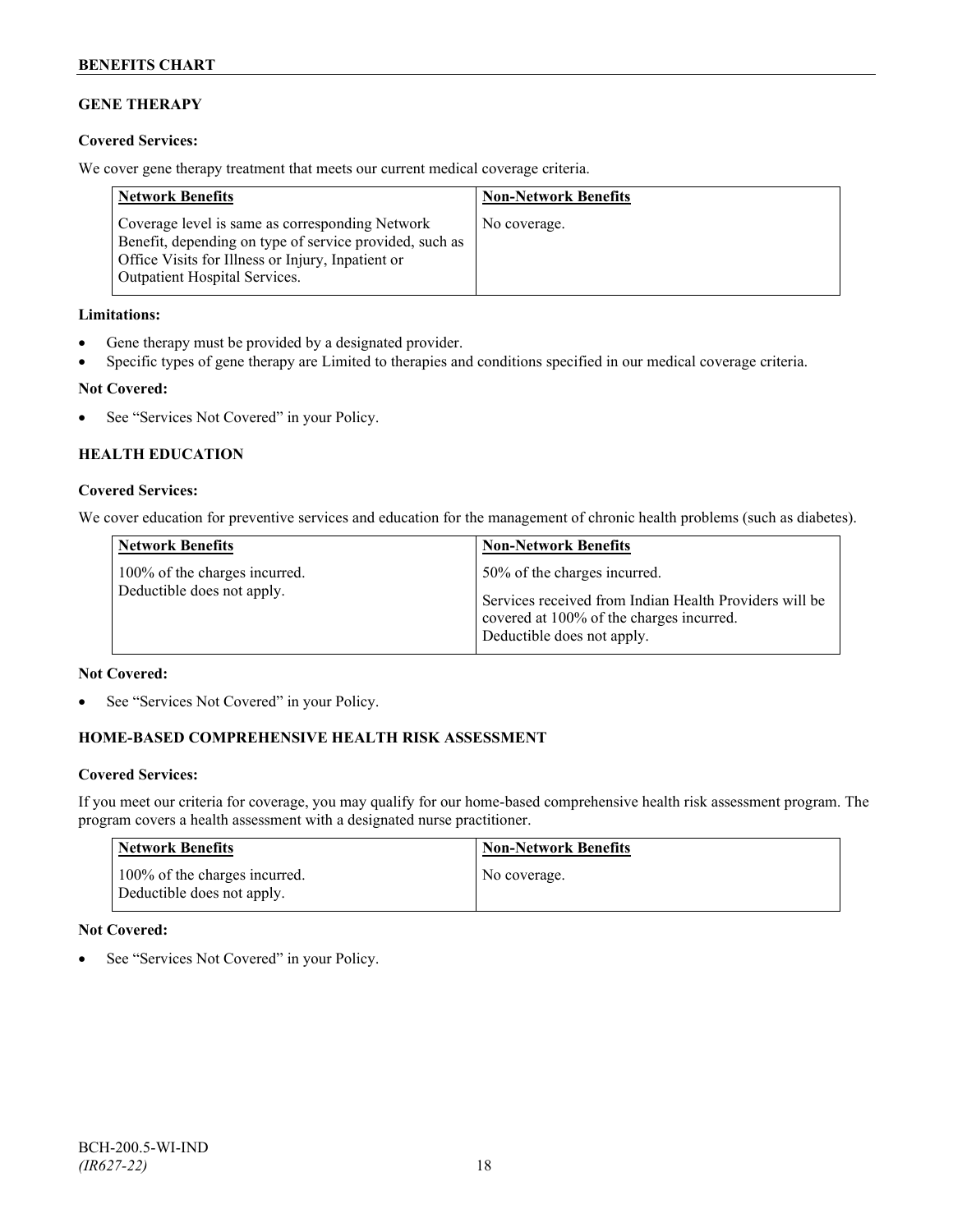## GENE THERAPY

**Covered Services:**

We cover gene therapy treatment that meets our current medical coverage criteria.

| Network Benefits | Non-Network Benefits |
|---|---|
| Coverage level is same as corresponding Network Benefit, depending on type of service provided, such as Office Visits for Illness or Injury, Inpatient or Outpatient Hospital Services. | No coverage. |

**Limitations:**

- Gene therapy must be provided by a designated provider.
- Specific types of gene therapy are Limited to therapies and conditions specified in our medical coverage criteria.

**Not Covered:**

- See "Services Not Covered" in your Policy.

## HEALTH EDUCATION

**Covered Services:**

We cover education for preventive services and education for the management of chronic health problems (such as diabetes).

| Network Benefits | Non-Network Benefits |
|---|---|
| 100% of the charges incurred. Deductible does not apply. | 50% of the charges incurred.<br><br>Services received from Indian Health Providers will be covered at 100% of the charges incurred. Deductible does not apply. |

**Not Covered:**

- See "Services Not Covered" in your Policy.

## HOME-BASED COMPREHENSIVE HEALTH RISK ASSESSMENT

**Covered Services:**

If you meet our criteria for coverage, you may qualify for our home-based comprehensive health risk assessment program. The program covers a health assessment with a designated nurse practitioner.

| Network Benefits | Non-Network Benefits |
|---|---|
| 100% of the charges incurred. Deductible does not apply. | No coverage. |

**Not Covered:**

- See "Services Not Covered" in your Policy.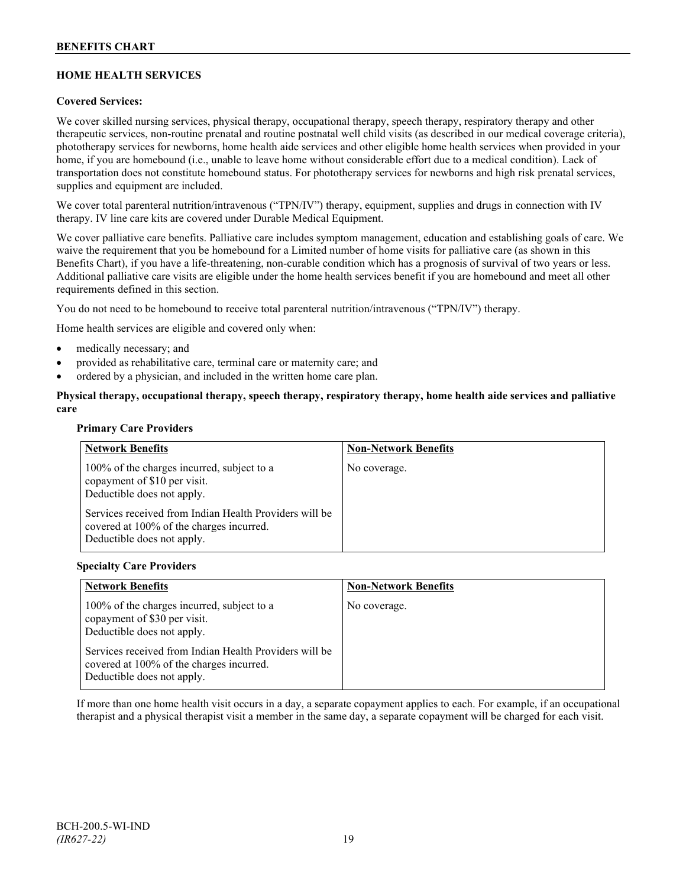## HOME HEALTH SERVICES

**Covered Services:**

We cover skilled nursing services, physical therapy, occupational therapy, speech therapy, respiratory therapy and other therapeutic services, non-routine prenatal and routine postnatal well child visits (as described in our medical coverage criteria), phototherapy services for newborns, home health aide services and other eligible home health services when provided in your home, if you are homebound (i.e., unable to leave home without considerable effort due to a medical condition). Lack of transportation does not constitute homebound status. For phototherapy services for newborns and high risk prenatal services, supplies and equipment are included.

We cover total parenteral nutrition/intravenous ("TPN/IV") therapy, equipment, supplies and drugs in connection with IV therapy. IV line care kits are covered under Durable Medical Equipment.

We cover palliative care benefits. Palliative care includes symptom management, education and establishing goals of care. We waive the requirement that you be homebound for a Limited number of home visits for palliative care (as shown in this Benefits Chart), if you have a life-threatening, non-curable condition which has a prognosis of survival of two years or less. Additional palliative care visits are eligible under the home health services benefit if you are homebound and meet all other requirements defined in this section.

You do not need to be homebound to receive total parenteral nutrition/intravenous ("TPN/IV") therapy.

Home health services are eligible and covered only when:

- medically necessary; and
- provided as rehabilitative care, terminal care or maternity care; and
- ordered by a physician, and included in the written home care plan.

**Physical therapy, occupational therapy, speech therapy, respiratory therapy, home health aide services and palliative care**

**Primary Care Providers**

| Network Benefits | Non-Network Benefits |
|---|---|
| 100% of the charges incurred, subject to a copayment of $10 per visit. Deductible does not apply.<br><br>Services received from Indian Health Providers will be covered at 100% of the charges incurred. Deductible does not apply. | No coverage. |

**Specialty Care Providers**

| Network Benefits | Non-Network Benefits |
|---|---|
| 100% of the charges incurred, subject to a copayment of $30 per visit. Deductible does not apply.<br><br>Services received from Indian Health Providers will be covered at 100% of the charges incurred. Deductible does not apply. | No coverage. |

If more than one home health visit occurs in a day, a separate copayment applies to each. For example, if an occupational therapist and a physical therapist visit a member in the same day, a separate copayment will be charged for each visit.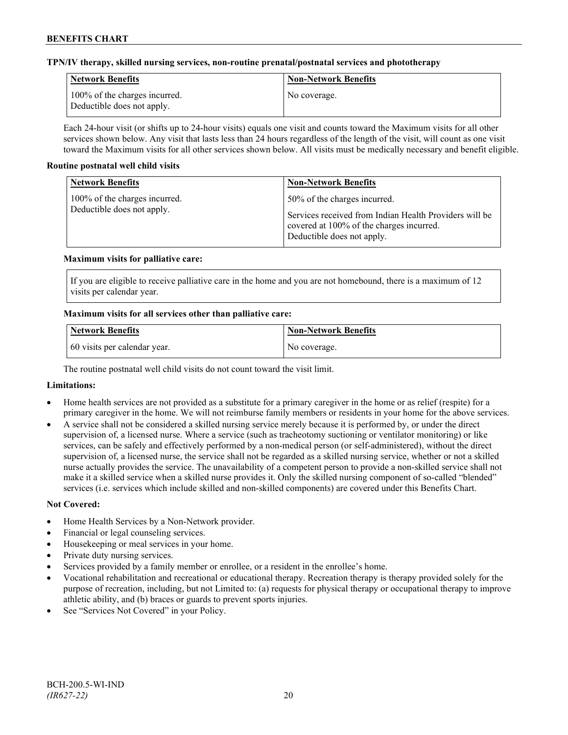**TPN/IV therapy, skilled nursing services, non-routine prenatal/postnatal services and phototherapy**

| Network Benefits | Non-Network Benefits |
|---|---|
| 100% of the charges incurred. Deductible does not apply. | No coverage. |

Each 24-hour visit (or shifts up to 24-hour visits) equals one visit and counts toward the Maximum visits for all other services shown below. Any visit that lasts less than 24 hours regardless of the length of the visit, will count as one visit toward the Maximum visits for all other services shown below. All visits must be medically necessary and benefit eligible.

**Routine postnatal well child visits**

| Network Benefits | Non-Network Benefits |
|---|---|
| 100% of the charges incurred. Deductible does not apply. | 50% of the charges incurred. Services received from Indian Health Providers will be covered at 100% of the charges incurred. Deductible does not apply. |

**Maximum visits for palliative care:**

If you are eligible to receive palliative care in the home and you are not homebound, there is a maximum of 12 visits per calendar year.

**Maximum visits for all services other than palliative care:**

| Network Benefits | Non-Network Benefits |
|---|---|
| 60 visits per calendar year. | No coverage. |

The routine postnatal well child visits do not count toward the visit limit.

**Limitations:**

- Home health services are not provided as a substitute for a primary caregiver in the home or as relief (respite) for a primary caregiver in the home. We will not reimburse family members or residents in your home for the above services.
- A service shall not be considered a skilled nursing service merely because it is performed by, or under the direct supervision of, a licensed nurse. Where a service (such as tracheotomy suctioning or ventilator monitoring) or like services, can be safely and effectively performed by a non-medical person (or self-administered), without the direct supervision of, a licensed nurse, the service shall not be regarded as a skilled nursing service, whether or not a skilled nurse actually provides the service. The unavailability of a competent person to provide a non-skilled service shall not make it a skilled service when a skilled nurse provides it. Only the skilled nursing component of so-called "blended" services (i.e. services which include skilled and non-skilled components) are covered under this Benefits Chart.

**Not Covered:**

- Home Health Services by a Non-Network provider.
- Financial or legal counseling services.
- Housekeeping or meal services in your home.
- Private duty nursing services.
- Services provided by a family member or enrollee, or a resident in the enrollee's home.
- Vocational rehabilitation and recreational or educational therapy. Recreation therapy is therapy provided solely for the purpose of recreation, including, but not Limited to: (a) requests for physical therapy or occupational therapy to improve athletic ability, and (b) braces or guards to prevent sports injuries.
- See "Services Not Covered" in your Policy.

BCH-200.5-WI-IND
*(IR627-22)*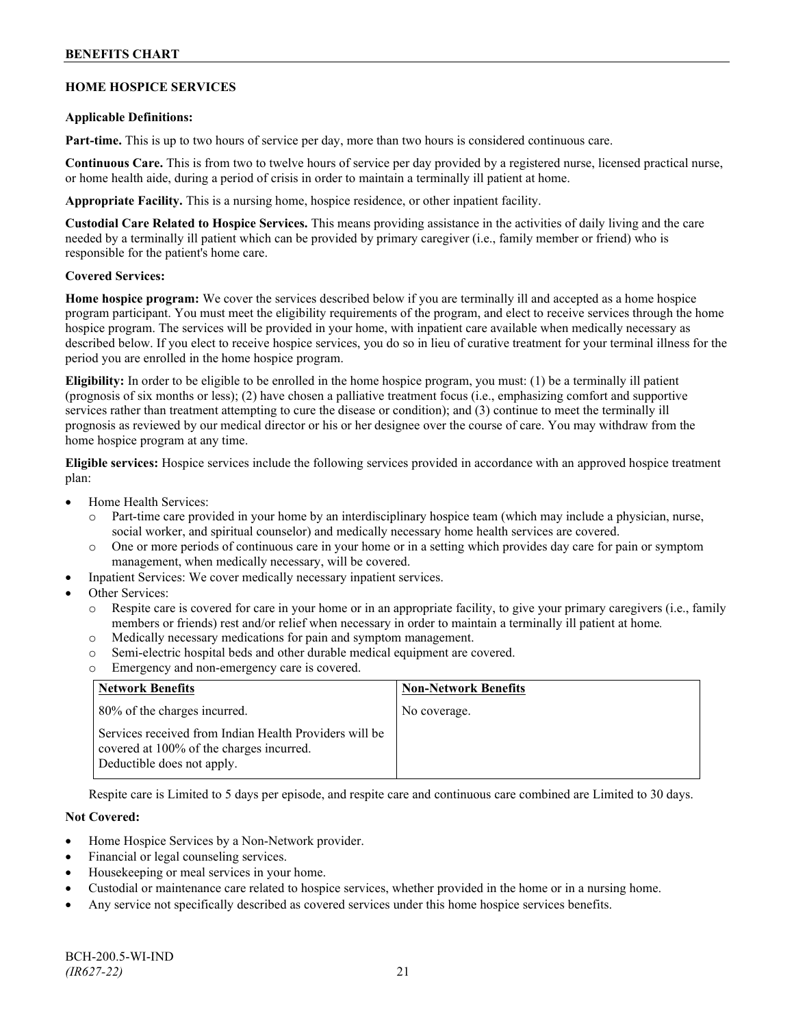## HOME HOSPICE SERVICES

**Applicable Definitions:**

**Part-time.** This is up to two hours of service per day, more than two hours is considered continuous care.

**Continuous Care.** This is from two to twelve hours of service per day provided by a registered nurse, licensed practical nurse, or home health aide, during a period of crisis in order to maintain a terminally ill patient at home.

**Appropriate Facility.** This is a nursing home, hospice residence, or other inpatient facility.

**Custodial Care Related to Hospice Services.** This means providing assistance in the activities of daily living and the care needed by a terminally ill patient which can be provided by primary caregiver (i.e., family member or friend) who is responsible for the patient's home care.

**Covered Services:**

**Home hospice program:** We cover the services described below if you are terminally ill and accepted as a home hospice program participant. You must meet the eligibility requirements of the program, and elect to receive services through the home hospice program. The services will be provided in your home, with inpatient care available when medically necessary as described below. If you elect to receive hospice services, you do so in lieu of curative treatment for your terminal illness for the period you are enrolled in the home hospice program.

**Eligibility:** In order to be eligible to be enrolled in the home hospice program, you must: (1) be a terminally ill patient (prognosis of six months or less); (2) have chosen a palliative treatment focus (i.e., emphasizing comfort and supportive services rather than treatment attempting to cure the disease or condition); and (3) continue to meet the terminally ill prognosis as reviewed by our medical director or his or her designee over the course of care. You may withdraw from the home hospice program at any time.

**Eligible services:** Hospice services include the following services provided in accordance with an approved hospice treatment plan:

- Home Health Services:
  - Part-time care provided in your home by an interdisciplinary hospice team (which may include a physician, nurse, social worker, and spiritual counselor) and medically necessary home health services are covered.
  - One or more periods of continuous care in your home or in a setting which provides day care for pain or symptom management, when medically necessary, will be covered.
- Inpatient Services: We cover medically necessary inpatient services.
- Other Services:
  - Respite care is covered for care in your home or in an appropriate facility, to give your primary caregivers (i.e., family members or friends) rest and/or relief when necessary in order to maintain a terminally ill patient at home.
  - Medically necessary medications for pain and symptom management.
  - Semi-electric hospital beds and other durable medical equipment are covered.
  - Emergency and non-emergency care is covered.

| Network Benefits | Non-Network Benefits |
|---|---|
| 80% of the charges incurred.<br><br>Services received from Indian Health Providers will be covered at 100% of the charges incurred.<br>Deductible does not apply. | No coverage. |

Respite care is Limited to 5 days per episode, and respite care and continuous care combined are Limited to 30 days.

**Not Covered:**

- Home Hospice Services by a Non-Network provider.
- Financial or legal counseling services.
- Housekeeping or meal services in your home.
- Custodial or maintenance care related to hospice services, whether provided in the home or in a nursing home.
- Any service not specifically described as covered services under this home hospice services benefits.

BCH-200.5-WI-IND
*(IR627-22)*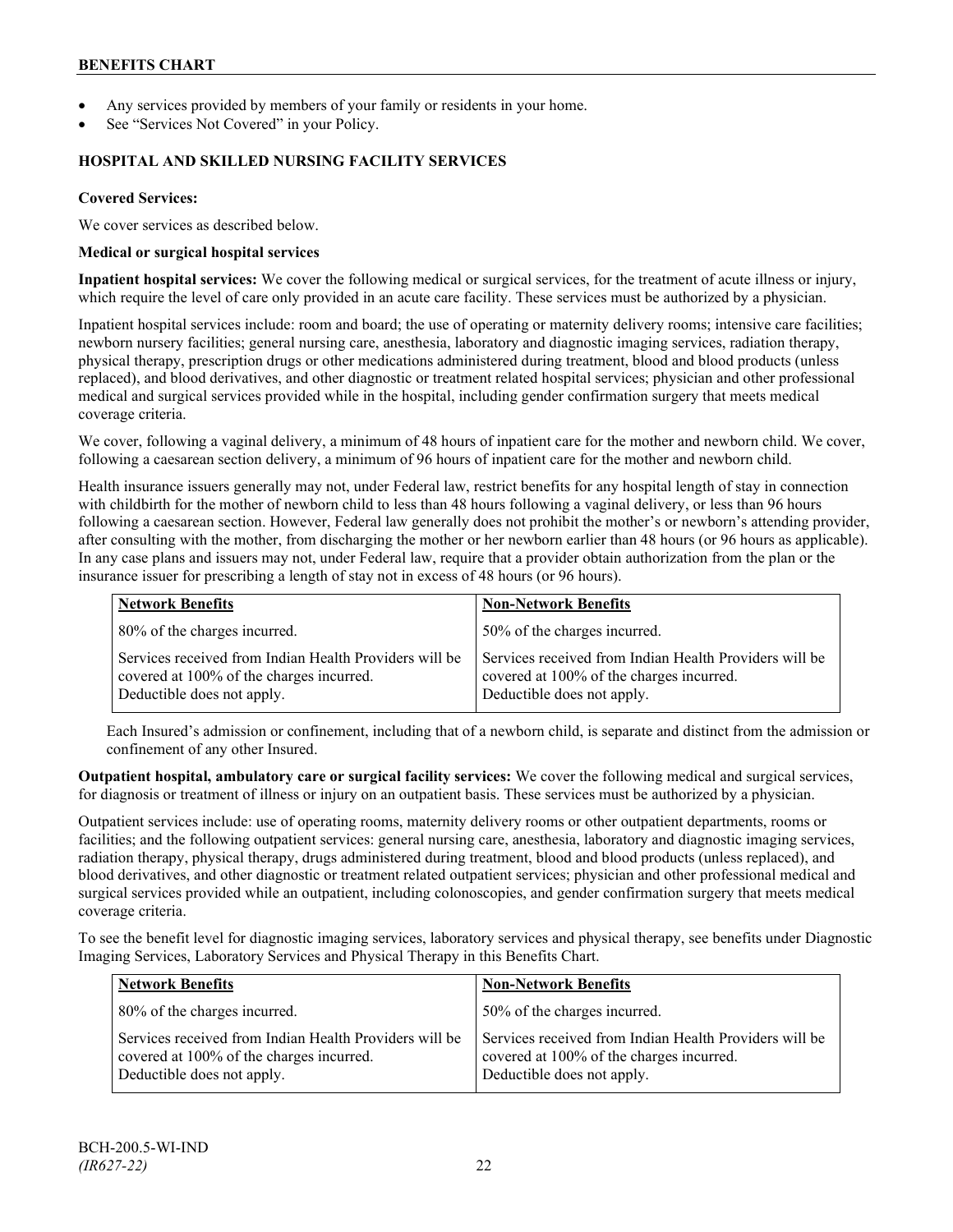- Any services provided by members of your family or residents in your home.
- See "Services Not Covered" in your Policy.

### HOSPITAL AND SKILLED NURSING FACILITY SERVICES

**Covered Services:**

We cover services as described below.

**Medical or surgical hospital services**

**Inpatient hospital services:** We cover the following medical or surgical services, for the treatment of acute illness or injury, which require the level of care only provided in an acute care facility. These services must be authorized by a physician.

Inpatient hospital services include: room and board; the use of operating or maternity delivery rooms; intensive care facilities; newborn nursery facilities; general nursing care, anesthesia, laboratory and diagnostic imaging services, radiation therapy, physical therapy, prescription drugs or other medications administered during treatment, blood and blood products (unless replaced), and blood derivatives, and other diagnostic or treatment related hospital services; physician and other professional medical and surgical services provided while in the hospital, including gender confirmation surgery that meets medical coverage criteria.

We cover, following a vaginal delivery, a minimum of 48 hours of inpatient care for the mother and newborn child. We cover, following a caesarean section delivery, a minimum of 96 hours of inpatient care for the mother and newborn child.

Health insurance issuers generally may not, under Federal law, restrict benefits for any hospital length of stay in connection with childbirth for the mother of newborn child to less than 48 hours following a vaginal delivery, or less than 96 hours following a caesarean section. However, Federal law generally does not prohibit the mother's or newborn's attending provider, after consulting with the mother, from discharging the mother or her newborn earlier than 48 hours (or 96 hours as applicable). In any case plans and issuers may not, under Federal law, require that a provider obtain authorization from the plan or the insurance issuer for prescribing a length of stay not in excess of 48 hours (or 96 hours).

| **Network Benefits** | **Non-Network Benefits** |
|---|---|
| 80% of the charges incurred. | 50% of the charges incurred. |
| Services received from Indian Health Providers will be covered at 100% of the charges incurred. Deductible does not apply. | Services received from Indian Health Providers will be covered at 100% of the charges incurred. Deductible does not apply. |

Each Insured's admission or confinement, including that of a newborn child, is separate and distinct from the admission or confinement of any other Insured.

**Outpatient hospital, ambulatory care or surgical facility services:** We cover the following medical and surgical services, for diagnosis or treatment of illness or injury on an outpatient basis. These services must be authorized by a physician.

Outpatient services include: use of operating rooms, maternity delivery rooms or other outpatient departments, rooms or facilities; and the following outpatient services: general nursing care, anesthesia, laboratory and diagnostic imaging services, radiation therapy, physical therapy, drugs administered during treatment, blood and blood products (unless replaced), and blood derivatives, and other diagnostic or treatment related outpatient services; physician and other professional medical and surgical services provided while an outpatient, including colonoscopies, and gender confirmation surgery that meets medical coverage criteria.

To see the benefit level for diagnostic imaging services, laboratory services and physical therapy, see benefits under Diagnostic Imaging Services, Laboratory Services and Physical Therapy in this Benefits Chart.

| **Network Benefits** | **Non-Network Benefits** |
|---|---|
| 80% of the charges incurred. | 50% of the charges incurred. |
| Services received from Indian Health Providers will be covered at 100% of the charges incurred. Deductible does not apply. | Services received from Indian Health Providers will be covered at 100% of the charges incurred. Deductible does not apply. |

BCH-200.5-WI-IND
*(IR627-22)*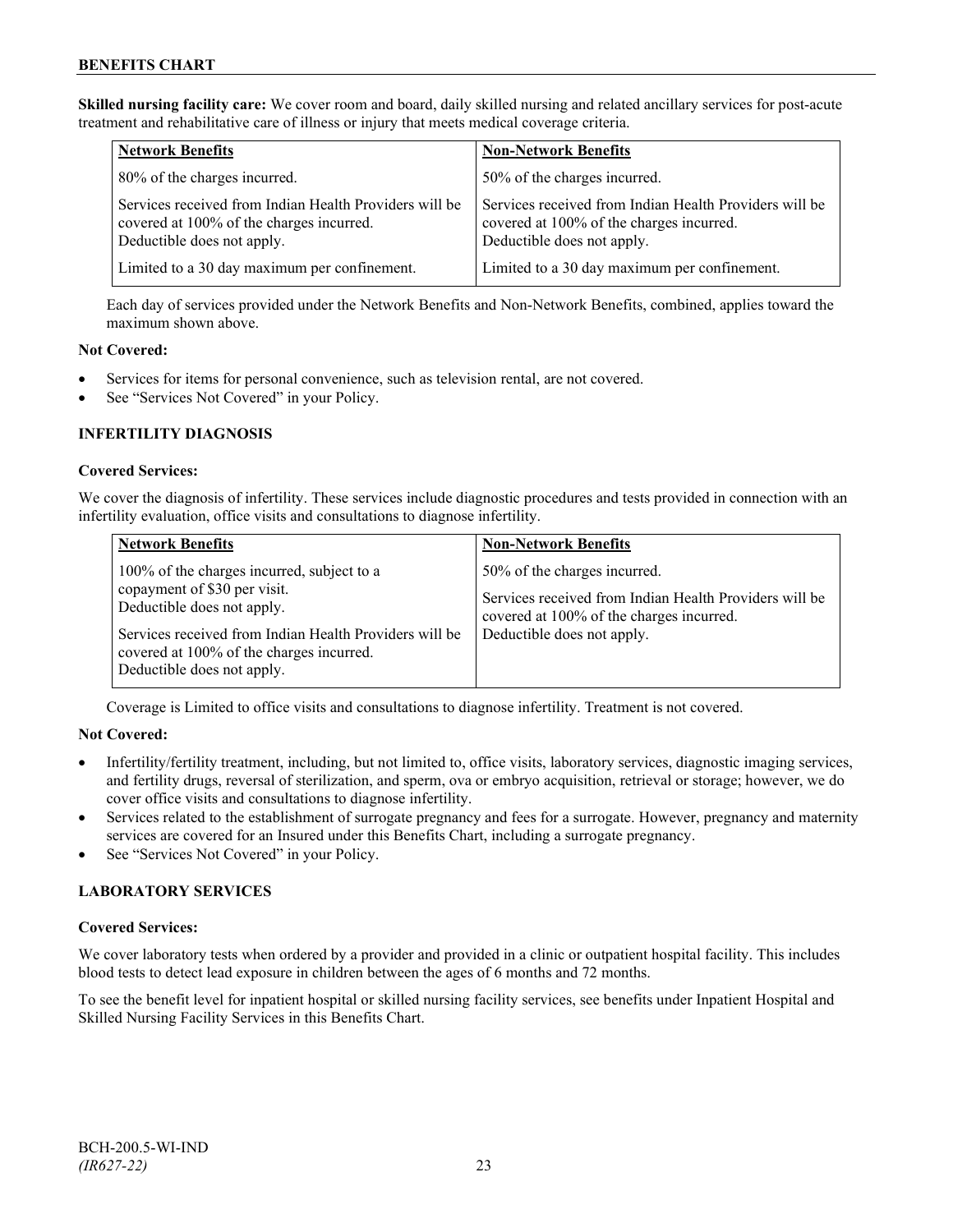**Skilled nursing facility care:** We cover room and board, daily skilled nursing and related ancillary services for post-acute treatment and rehabilitative care of illness or injury that meets medical coverage criteria.

| Network Benefits | Non-Network Benefits |
| --- | --- |
| 80% of the charges incurred. | 50% of the charges incurred. |
| Services received from Indian Health Providers will be covered at 100% of the charges incurred. Deductible does not apply. | Services received from Indian Health Providers will be covered at 100% of the charges incurred. Deductible does not apply. |
| Limited to a 30 day maximum per confinement. | Limited to a 30 day maximum per confinement. |

Each day of services provided under the Network Benefits and Non-Network Benefits, combined, applies toward the maximum shown above.

**Not Covered:**

- Services for items for personal convenience, such as television rental, are not covered.
- See "Services Not Covered" in your Policy.

### INFERTILITY DIAGNOSIS

**Covered Services:**

We cover the diagnosis of infertility. These services include diagnostic procedures and tests provided in connection with an infertility evaluation, office visits and consultations to diagnose infertility.

| Network Benefits | Non-Network Benefits |
| --- | --- |
| 100% of the charges incurred, subject to a copayment of $30 per visit. Deductible does not apply.<br><br>Services received from Indian Health Providers will be covered at 100% of the charges incurred. Deductible does not apply. | 50% of the charges incurred.<br><br>Services received from Indian Health Providers will be covered at 100% of the charges incurred. Deductible does not apply. |

Coverage is Limited to office visits and consultations to diagnose infertility. Treatment is not covered.

**Not Covered:**

- Infertility/fertility treatment, including, but not limited to, office visits, laboratory services, diagnostic imaging services, and fertility drugs, reversal of sterilization, and sperm, ova or embryo acquisition, retrieval or storage; however, we do cover office visits and consultations to diagnose infertility.
- Services related to the establishment of surrogate pregnancy and fees for a surrogate. However, pregnancy and maternity services are covered for an Insured under this Benefits Chart, including a surrogate pregnancy.
- See "Services Not Covered" in your Policy.

### LABORATORY SERVICES

**Covered Services:**

We cover laboratory tests when ordered by a provider and provided in a clinic or outpatient hospital facility. This includes blood tests to detect lead exposure in children between the ages of 6 months and 72 months.

To see the benefit level for inpatient hospital or skilled nursing facility services, see benefits under Inpatient Hospital and Skilled Nursing Facility Services in this Benefits Chart.

BCH-200.5-WI-IND
*(IR627-22)*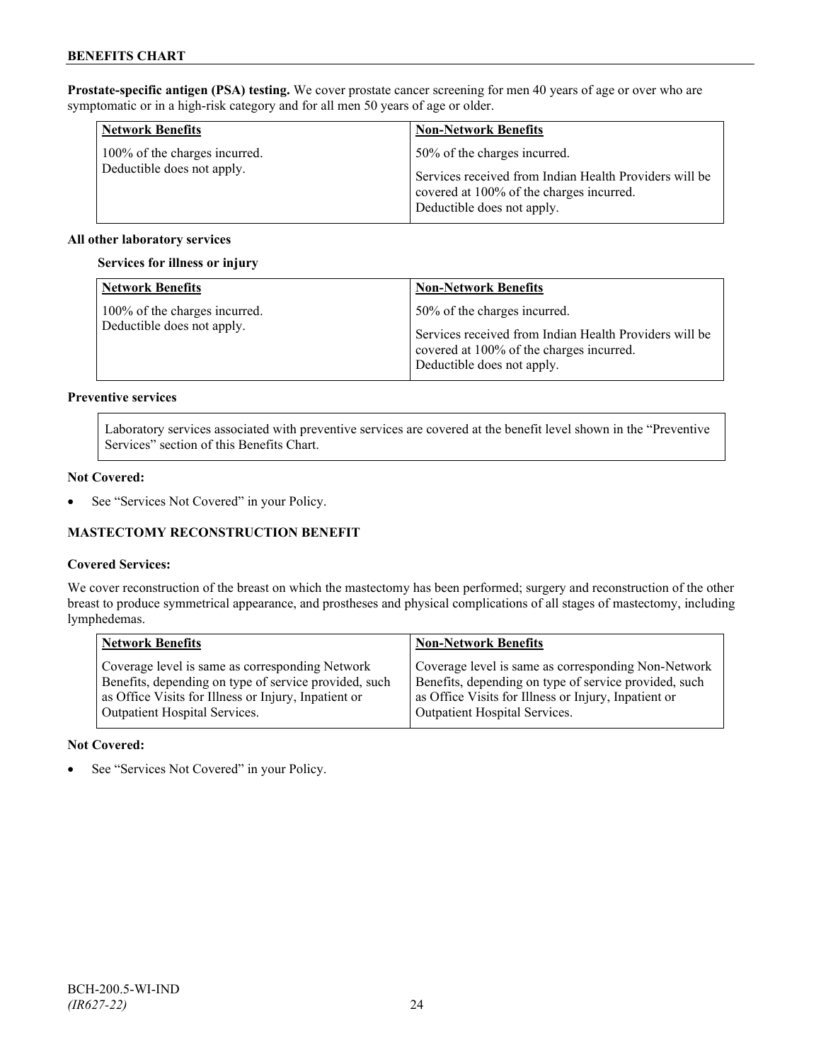**Prostate-specific antigen (PSA) testing.** We cover prostate cancer screening for men 40 years of age or over who are symptomatic or in a high-risk category and for all men 50 years of age or older.

| Network Benefits | Non-Network Benefits |
|---|---|
| 100% of the charges incurred. Deductible does not apply. | 50% of the charges incurred. Services received from Indian Health Providers will be covered at 100% of the charges incurred. Deductible does not apply. |

**All other laboratory services**

**Services for illness or injury**

| Network Benefits | Non-Network Benefits |
|---|---|
| 100% of the charges incurred. Deductible does not apply. | 50% of the charges incurred. Services received from Indian Health Providers will be covered at 100% of the charges incurred. Deductible does not apply. |

**Preventive services**

Laboratory services associated with preventive services are covered at the benefit level shown in the "Preventive Services" section of this Benefits Chart.

**Not Covered:**

- See "Services Not Covered" in your Policy.

## MASTECTOMY RECONSTRUCTION BENEFIT

**Covered Services:**

We cover reconstruction of the breast on which the mastectomy has been performed; surgery and reconstruction of the other breast to produce symmetrical appearance, and prostheses and physical complications of all stages of mastectomy, including lymphedemas.

| Network Benefits | Non-Network Benefits |
|---|---|
| Coverage level is same as corresponding Network Benefits, depending on type of service provided, such as Office Visits for Illness or Injury, Inpatient or Outpatient Hospital Services. | Coverage level is same as corresponding Non-Network Benefits, depending on type of service provided, such as Office Visits for Illness or Injury, Inpatient or Outpatient Hospital Services. |

**Not Covered:**

- See "Services Not Covered" in your Policy.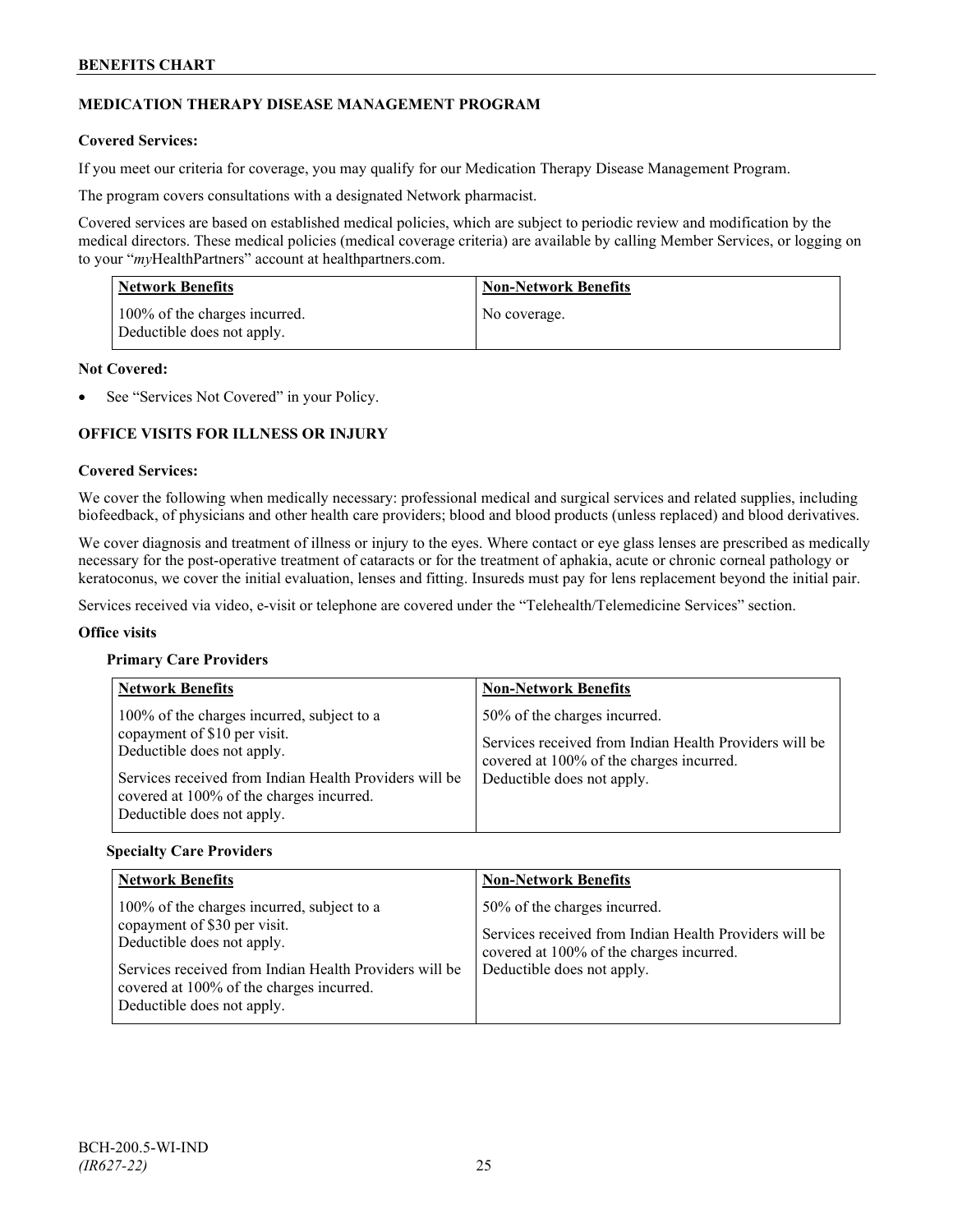## MEDICATION THERAPY DISEASE MANAGEMENT PROGRAM

**Covered Services:**

If you meet our criteria for coverage, you may qualify for our Medication Therapy Disease Management Program.

The program covers consultations with a designated Network pharmacist.

Covered services are based on established medical policies, which are subject to periodic review and modification by the medical directors. These medical policies (medical coverage criteria) are available by calling Member Services, or logging on to your "*my*HealthPartners" account at healthpartners.com.

| Network Benefits | Non-Network Benefits |
|---|---|
| 100% of the charges incurred. Deductible does not apply. | No coverage. |

**Not Covered:**

- See "Services Not Covered" in your Policy.

## OFFICE VISITS FOR ILLNESS OR INJURY

**Covered Services:**

We cover the following when medically necessary: professional medical and surgical services and related supplies, including biofeedback, of physicians and other health care providers; blood and blood products (unless replaced) and blood derivatives.

We cover diagnosis and treatment of illness or injury to the eyes. Where contact or eye glass lenses are prescribed as medically necessary for the post-operative treatment of cataracts or for the treatment of aphakia, acute or chronic corneal pathology or keratoconus, we cover the initial evaluation, lenses and fitting. Insureds must pay for lens replacement beyond the initial pair.

Services received via video, e-visit or telephone are covered under the "Telehealth/Telemedicine Services" section.

**Office visits**

**Primary Care Providers**

| Network Benefits | Non-Network Benefits |
|---|---|
| 100% of the charges incurred, subject to a copayment of $10 per visit. Deductible does not apply. <br><br> Services received from Indian Health Providers will be covered at 100% of the charges incurred. Deductible does not apply. | 50% of the charges incurred. <br><br> Services received from Indian Health Providers will be covered at 100% of the charges incurred. Deductible does not apply. |

**Specialty Care Providers**

| Network Benefits | Non-Network Benefits |
|---|---|
| 100% of the charges incurred, subject to a copayment of $30 per visit. Deductible does not apply. <br><br> Services received from Indian Health Providers will be covered at 100% of the charges incurred. Deductible does not apply. | 50% of the charges incurred. <br><br> Services received from Indian Health Providers will be covered at 100% of the charges incurred. Deductible does not apply. |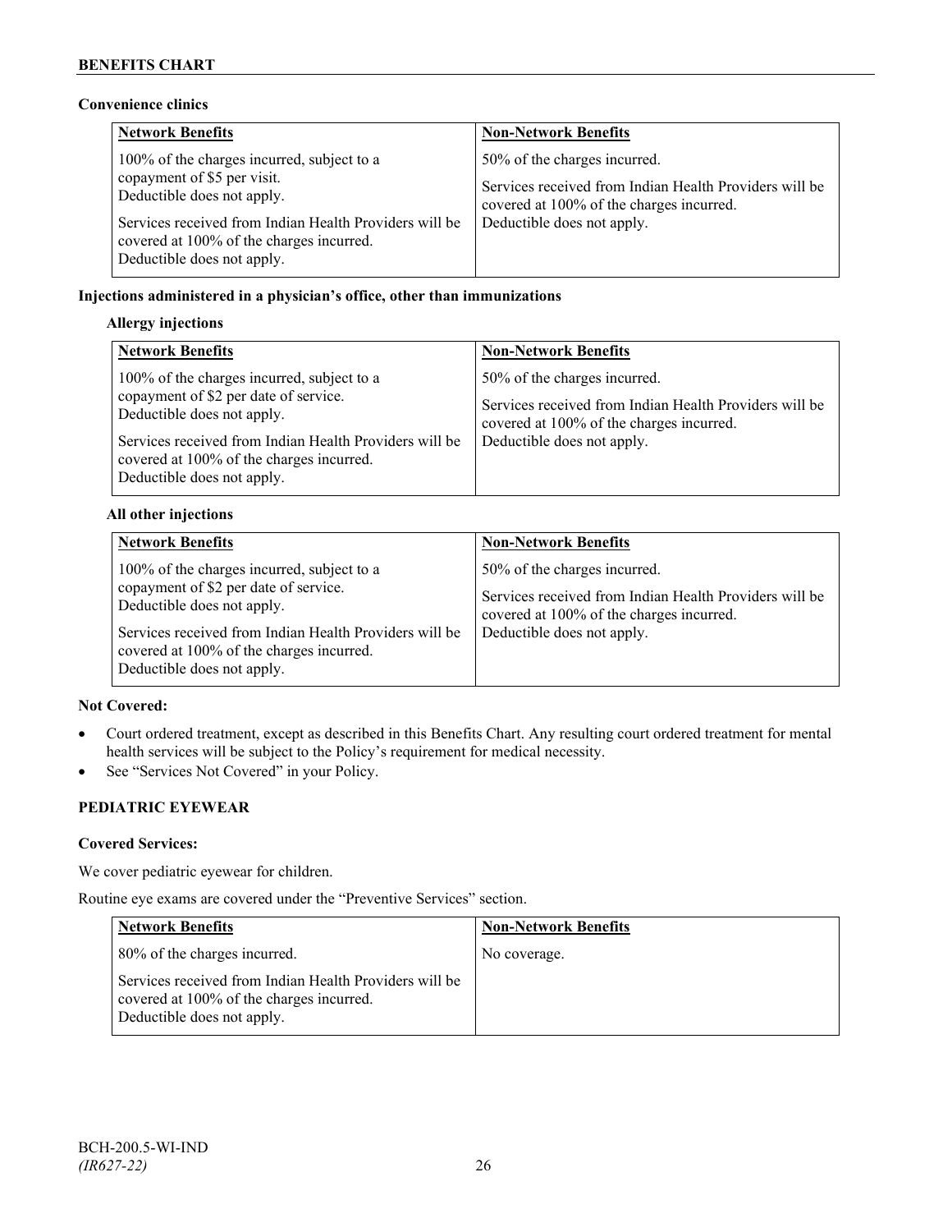**Convenience clinics**

| Network Benefits | Non-Network Benefits |
| --- | --- |
| 100% of the charges incurred, subject to a copayment of $5 per visit. Deductible does not apply.<br><br>Services received from Indian Health Providers will be covered at 100% of the charges incurred. Deductible does not apply. | 50% of the charges incurred.<br><br>Services received from Indian Health Providers will be covered at 100% of the charges incurred. Deductible does not apply. |

**Injections administered in a physician's office, other than immunizations**

**Allergy injections**

| Network Benefits | Non-Network Benefits |
| --- | --- |
| 100% of the charges incurred, subject to a copayment of $2 per date of service. Deductible does not apply.<br><br>Services received from Indian Health Providers will be covered at 100% of the charges incurred. Deductible does not apply. | 50% of the charges incurred.<br><br>Services received from Indian Health Providers will be covered at 100% of the charges incurred. Deductible does not apply. |

**All other injections**

| Network Benefits | Non-Network Benefits |
| --- | --- |
| 100% of the charges incurred, subject to a copayment of $2 per date of service. Deductible does not apply.<br><br>Services received from Indian Health Providers will be covered at 100% of the charges incurred. Deductible does not apply. | 50% of the charges incurred.<br><br>Services received from Indian Health Providers will be covered at 100% of the charges incurred. Deductible does not apply. |

**Not Covered:**

- Court ordered treatment, except as described in this Benefits Chart. Any resulting court ordered treatment for mental health services will be subject to the Policy's requirement for medical necessity.
- See "Services Not Covered" in your Policy.

## PEDIATRIC EYEWEAR

**Covered Services:**

We cover pediatric eyewear for children.

Routine eye exams are covered under the "Preventive Services" section.

| Network Benefits | Non-Network Benefits |
| --- | --- |
| 80% of the charges incurred.<br><br>Services received from Indian Health Providers will be covered at 100% of the charges incurred. Deductible does not apply. | No coverage. |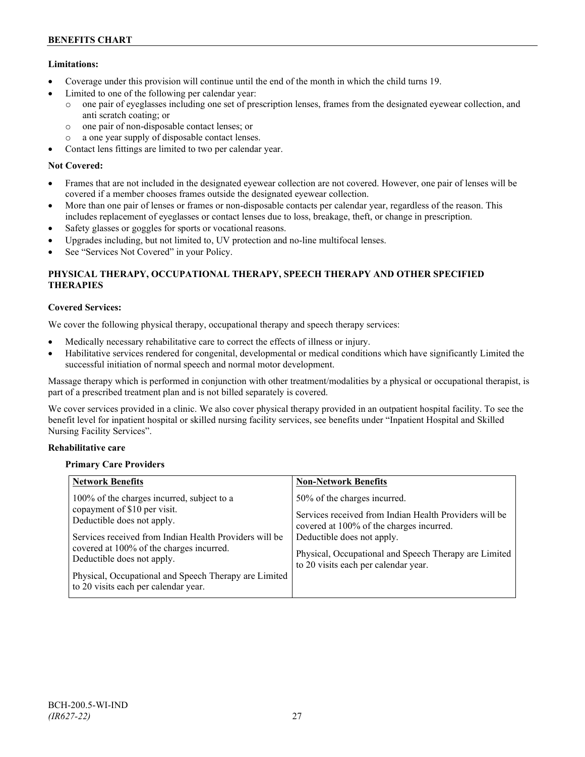**Limitations:**

- Coverage under this provision will continue until the end of the month in which the child turns 19.
- Limited to one of the following per calendar year:
  - one pair of eyeglasses including one set of prescription lenses, frames from the designated eyewear collection, and anti scratch coating; or
  - one pair of non-disposable contact lenses; or
  - a one year supply of disposable contact lenses.
- Contact lens fittings are limited to two per calendar year.

**Not Covered:**

- Frames that are not included in the designated eyewear collection are not covered. However, one pair of lenses will be covered if a member chooses frames outside the designated eyewear collection.
- More than one pair of lenses or frames or non-disposable contacts per calendar year, regardless of the reason. This includes replacement of eyeglasses or contact lenses due to loss, breakage, theft, or change in prescription.
- Safety glasses or goggles for sports or vocational reasons.
- Upgrades including, but not limited to, UV protection and no-line multifocal lenses.
- See "Services Not Covered" in your Policy.

## PHYSICAL THERAPY, OCCUPATIONAL THERAPY, SPEECH THERAPY AND OTHER SPECIFIED THERAPIES

**Covered Services:**

We cover the following physical therapy, occupational therapy and speech therapy services:

- Medically necessary rehabilitative care to correct the effects of illness or injury.
- Habilitative services rendered for congenital, developmental or medical conditions which have significantly Limited the successful initiation of normal speech and normal motor development.

Massage therapy which is performed in conjunction with other treatment/modalities by a physical or occupational therapist, is part of a prescribed treatment plan and is not billed separately is covered.

We cover services provided in a clinic. We also cover physical therapy provided in an outpatient hospital facility. To see the benefit level for inpatient hospital or skilled nursing facility services, see benefits under "Inpatient Hospital and Skilled Nursing Facility Services".

**Rehabilitative care**

**Primary Care Providers**

| Network Benefits | Non-Network Benefits |
|---|---|
| 100% of the charges incurred, subject to a copayment of $10 per visit.<br>Deductible does not apply.<br><br>Services received from Indian Health Providers will be covered at 100% of the charges incurred.<br>Deductible does not apply.<br><br>Physical, Occupational and Speech Therapy are Limited to 20 visits each per calendar year. | 50% of the charges incurred.<br><br>Services received from Indian Health Providers will be covered at 100% of the charges incurred.<br>Deductible does not apply.<br><br>Physical, Occupational and Speech Therapy are Limited to 20 visits each per calendar year. |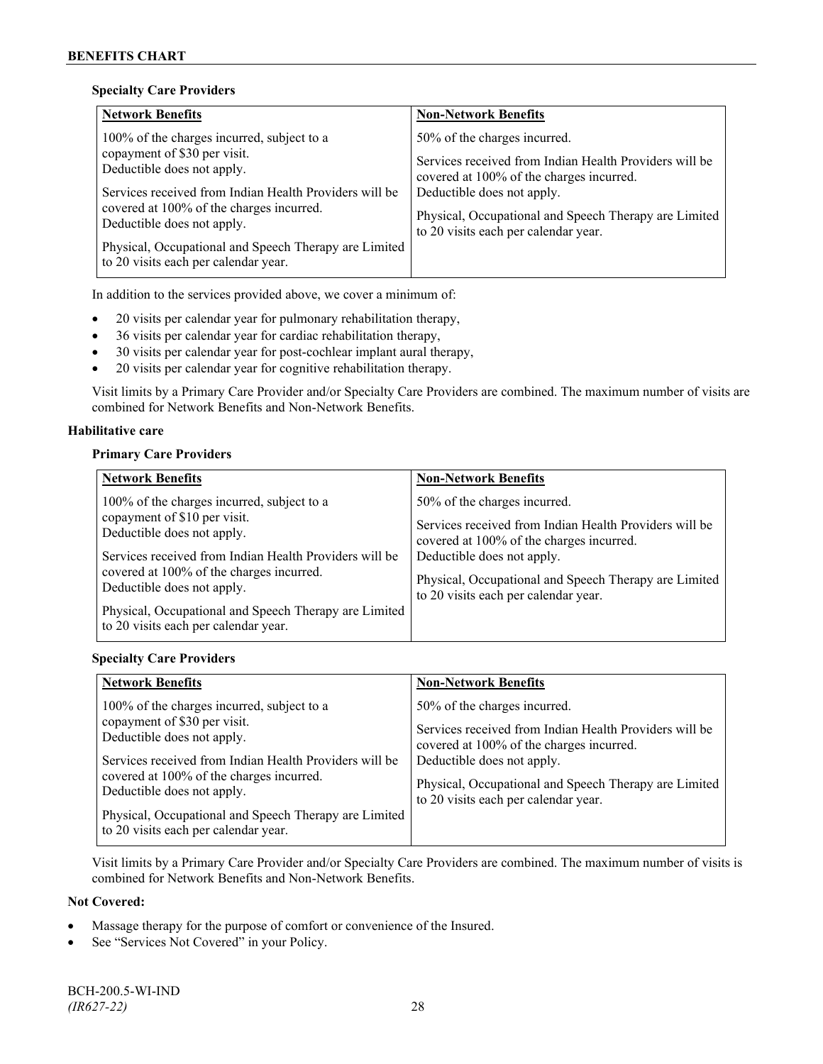**Specialty Care Providers**

| Network Benefits | Non-Network Benefits |
|---|---|
| 100% of the charges incurred, subject to a copayment of $30 per visit. Deductible does not apply.<br><br>Services received from Indian Health Providers will be covered at 100% of the charges incurred. Deductible does not apply.<br><br>Physical, Occupational and Speech Therapy are Limited to 20 visits each per calendar year. | 50% of the charges incurred.<br><br>Services received from Indian Health Providers will be covered at 100% of the charges incurred. Deductible does not apply.<br><br>Physical, Occupational and Speech Therapy are Limited to 20 visits each per calendar year. |

In addition to the services provided above, we cover a minimum of:

- 20 visits per calendar year for pulmonary rehabilitation therapy,
- 36 visits per calendar year for cardiac rehabilitation therapy,
- 30 visits per calendar year for post-cochlear implant aural therapy,
- 20 visits per calendar year for cognitive rehabilitation therapy.

Visit limits by a Primary Care Provider and/or Specialty Care Providers are combined. The maximum number of visits are combined for Network Benefits and Non-Network Benefits.

**Habilitative care**

**Primary Care Providers**

| Network Benefits | Non-Network Benefits |
|---|---|
| 100% of the charges incurred, subject to a copayment of $10 per visit. Deductible does not apply.<br><br>Services received from Indian Health Providers will be covered at 100% of the charges incurred. Deductible does not apply.<br><br>Physical, Occupational and Speech Therapy are Limited to 20 visits each per calendar year. | 50% of the charges incurred.<br><br>Services received from Indian Health Providers will be covered at 100% of the charges incurred. Deductible does not apply.<br><br>Physical, Occupational and Speech Therapy are Limited to 20 visits each per calendar year. |

**Specialty Care Providers**

| Network Benefits | Non-Network Benefits |
|---|---|
| 100% of the charges incurred, subject to a copayment of $30 per visit. Deductible does not apply.<br><br>Services received from Indian Health Providers will be covered at 100% of the charges incurred. Deductible does not apply.<br><br>Physical, Occupational and Speech Therapy are Limited to 20 visits each per calendar year. | 50% of the charges incurred.<br><br>Services received from Indian Health Providers will be covered at 100% of the charges incurred. Deductible does not apply.<br><br>Physical, Occupational and Speech Therapy are Limited to 20 visits each per calendar year. |

Visit limits by a Primary Care Provider and/or Specialty Care Providers are combined. The maximum number of visits is combined for Network Benefits and Non-Network Benefits.

**Not Covered:**

- Massage therapy for the purpose of comfort or convenience of the Insured.
- See "Services Not Covered" in your Policy.

BCH-200.5-WI-IND
*(IR627-22)*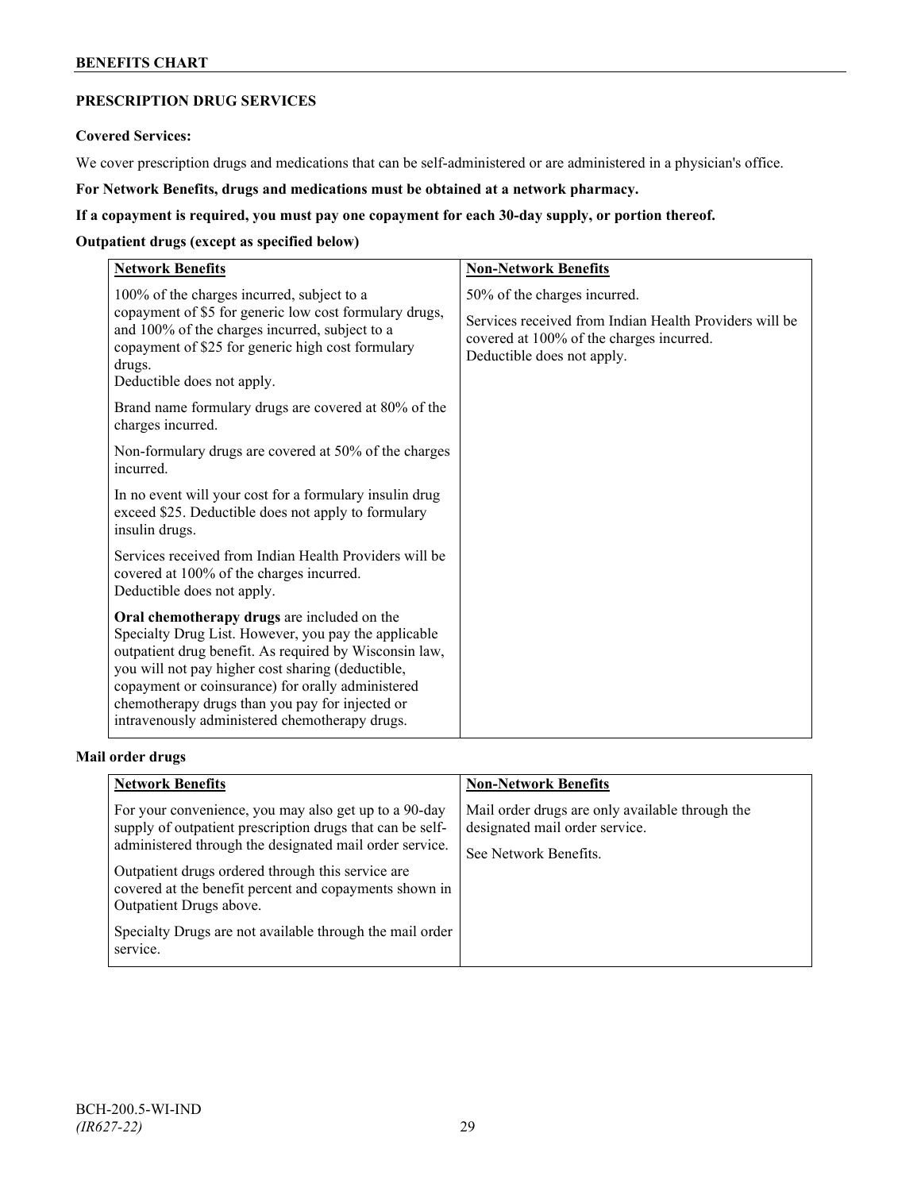## PRESCRIPTION DRUG SERVICES

**Covered Services:**

We cover prescription drugs and medications that can be self-administered or are administered in a physician's office.

**For Network Benefits, drugs and medications must be obtained at a network pharmacy.**

**If a copayment is required, you must pay one copayment for each 30-day supply, or portion thereof.**

**Outpatient drugs (except as specified below)**

| Network Benefits | Non-Network Benefits |
|---|---|
| 100% of the charges incurred, subject to a copayment of $5 for generic low cost formulary drugs, and 100% of the charges incurred, subject to a copayment of $25 for generic high cost formulary drugs.<br>Deductible does not apply.<br><br>Brand name formulary drugs are covered at 80% of the charges incurred.<br><br>Non-formulary drugs are covered at 50% of the charges incurred.<br><br>In no event will your cost for a formulary insulin drug exceed $25. Deductible does not apply to formulary insulin drugs.<br><br>Services received from Indian Health Providers will be covered at 100% of the charges incurred.<br>Deductible does not apply.<br><br>**Oral chemotherapy drugs** are included on the Specialty Drug List. However, you pay the applicable outpatient drug benefit. As required by Wisconsin law, you will not pay higher cost sharing (deductible, copayment or coinsurance) for orally administered chemotherapy drugs than you pay for injected or intravenously administered chemotherapy drugs. | 50% of the charges incurred.<br><br>Services received from Indian Health Providers will be covered at 100% of the charges incurred.<br>Deductible does not apply. |

**Mail order drugs**

| Network Benefits | Non-Network Benefits |
|---|---|
| For your convenience, you may also get up to a 90-day supply of outpatient prescription drugs that can be self-administered through the designated mail order service.<br><br>Outpatient drugs ordered through this service are covered at the benefit percent and copayments shown in Outpatient Drugs above.<br><br>Specialty Drugs are not available through the mail order service. | Mail order drugs are only available through the designated mail order service.<br><br>See Network Benefits. |

BCH-200.5-WI-IND
*(IR627-22)*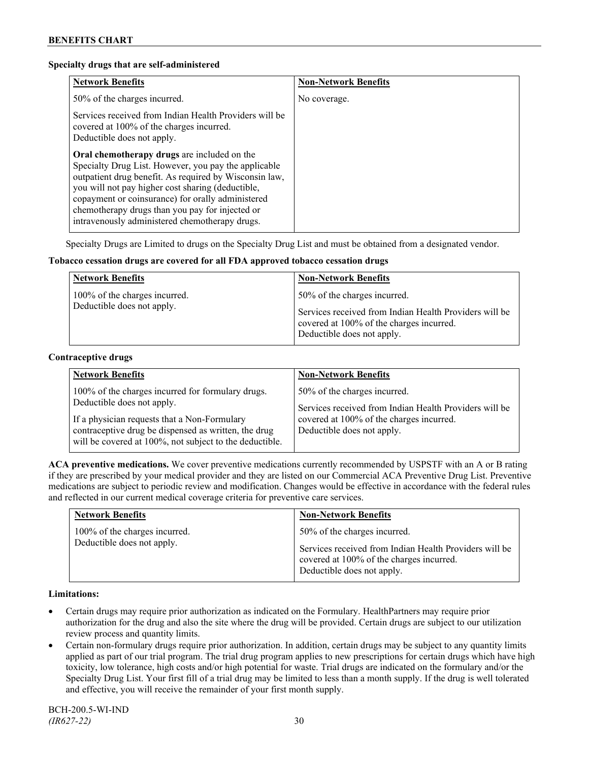**BENEFITS CHART**

**Specialty drugs that are self-administered**

| Network Benefits | Non-Network Benefits |
| --- | --- |
| 50% of the charges incurred.<br><br>Services received from Indian Health Providers will be covered at 100% of the charges incurred. Deductible does not apply.<br><br>**Oral chemotherapy drugs** are included on the Specialty Drug List. However, you pay the applicable outpatient drug benefit. As required by Wisconsin law, you will not pay higher cost sharing (deductible, copayment or coinsurance) for orally administered chemotherapy drugs than you pay for injected or intravenously administered chemotherapy drugs. | No coverage. |

Specialty Drugs are Limited to drugs on the Specialty Drug List and must be obtained from a designated vendor.

**Tobacco cessation drugs are covered for all FDA approved tobacco cessation drugs**

| Network Benefits | Non-Network Benefits |
| --- | --- |
| 100% of the charges incurred. Deductible does not apply. | 50% of the charges incurred.<br><br>Services received from Indian Health Providers will be covered at 100% of the charges incurred. Deductible does not apply. |

**Contraceptive drugs**

| Network Benefits | Non-Network Benefits |
| --- | --- |
| 100% of the charges incurred for formulary drugs. Deductible does not apply.<br><br>If a physician requests that a Non-Formulary contraceptive drug be dispensed as written, the drug will be covered at 100%, not subject to the deductible. | 50% of the charges incurred.<br><br>Services received from Indian Health Providers will be covered at 100% of the charges incurred. Deductible does not apply. |

**ACA preventive medications.** We cover preventive medications currently recommended by USPSTF with an A or B rating if they are prescribed by your medical provider and they are listed on our Commercial ACA Preventive Drug List. Preventive medications are subject to periodic review and modification. Changes would be effective in accordance with the federal rules and reflected in our current medical coverage criteria for preventive care services.

| Network Benefits | Non-Network Benefits |
| --- | --- |
| 100% of the charges incurred. Deductible does not apply. | 50% of the charges incurred.<br><br>Services received from Indian Health Providers will be covered at 100% of the charges incurred. Deductible does not apply. |

**Limitations:**

- Certain drugs may require prior authorization as indicated on the Formulary. HealthPartners may require prior authorization for the drug and also the site where the drug will be provided. Certain drugs are subject to our utilization review process and quantity limits.
- Certain non-formulary drugs require prior authorization. In addition, certain drugs may be subject to any quantity limits applied as part of our trial program. The trial drug program applies to new prescriptions for certain drugs which have high toxicity, low tolerance, high costs and/or high potential for waste. Trial drugs are indicated on the formulary and/or the Specialty Drug List. Your first fill of a trial drug may be limited to less than a month supply. If the drug is well tolerated and effective, you will receive the remainder of your first month supply.

BCH-200.5-WI-IND
*(IR627-22)*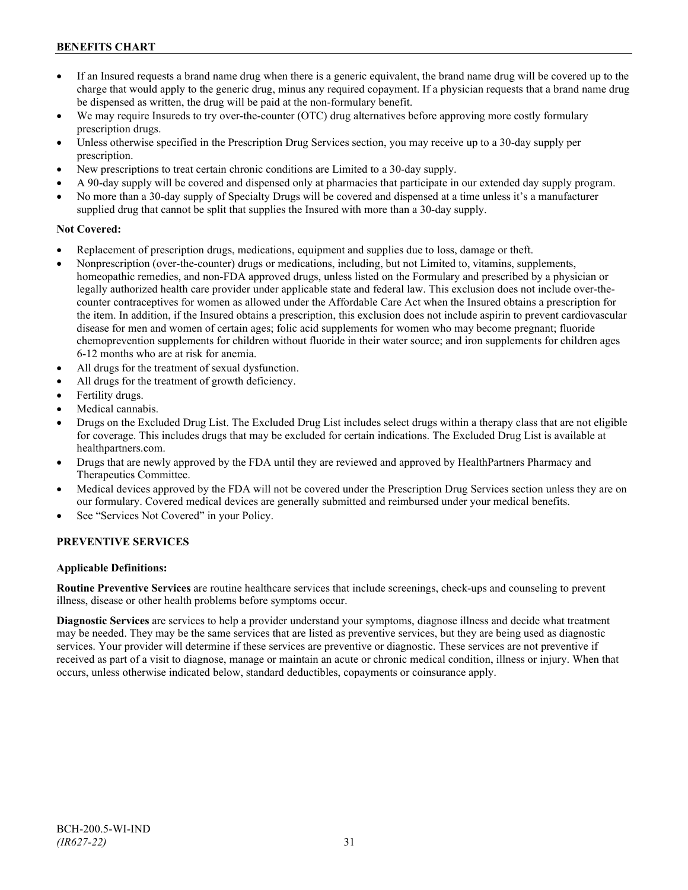- If an Insured requests a brand name drug when there is a generic equivalent, the brand name drug will be covered up to the charge that would apply to the generic drug, minus any required copayment. If a physician requests that a brand name drug be dispensed as written, the drug will be paid at the non-formulary benefit.
- We may require Insureds to try over-the-counter (OTC) drug alternatives before approving more costly formulary prescription drugs.
- Unless otherwise specified in the Prescription Drug Services section, you may receive up to a 30-day supply per prescription.
- New prescriptions to treat certain chronic conditions are Limited to a 30-day supply.
- A 90-day supply will be covered and dispensed only at pharmacies that participate in our extended day supply program.
- No more than a 30-day supply of Specialty Drugs will be covered and dispensed at a time unless it's a manufacturer supplied drug that cannot be split that supplies the Insured with more than a 30-day supply.

**Not Covered:**

- Replacement of prescription drugs, medications, equipment and supplies due to loss, damage or theft.
- Nonprescription (over-the-counter) drugs or medications, including, but not Limited to, vitamins, supplements, homeopathic remedies, and non-FDA approved drugs, unless listed on the Formulary and prescribed by a physician or legally authorized health care provider under applicable state and federal law. This exclusion does not include over-the-counter contraceptives for women as allowed under the Affordable Care Act when the Insured obtains a prescription for the item. In addition, if the Insured obtains a prescription, this exclusion does not include aspirin to prevent cardiovascular disease for men and women of certain ages; folic acid supplements for women who may become pregnant; fluoride chemoprevention supplements for children without fluoride in their water source; and iron supplements for children ages 6-12 months who are at risk for anemia.
- All drugs for the treatment of sexual dysfunction.
- All drugs for the treatment of growth deficiency.
- Fertility drugs.
- Medical cannabis.
- Drugs on the Excluded Drug List. The Excluded Drug List includes select drugs within a therapy class that are not eligible for coverage. This includes drugs that may be excluded for certain indications. The Excluded Drug List is available at healthpartners.com.
- Drugs that are newly approved by the FDA until they are reviewed and approved by HealthPartners Pharmacy and Therapeutics Committee.
- Medical devices approved by the FDA will not be covered under the Prescription Drug Services section unless they are on our formulary. Covered medical devices are generally submitted and reimbursed under your medical benefits.
- See "Services Not Covered" in your Policy.

## PREVENTIVE SERVICES

**Applicable Definitions:**

**Routine Preventive Services** are routine healthcare services that include screenings, check-ups and counseling to prevent illness, disease or other health problems before symptoms occur.

**Diagnostic Services** are services to help a provider understand your symptoms, diagnose illness and decide what treatment may be needed. They may be the same services that are listed as preventive services, but they are being used as diagnostic services. Your provider will determine if these services are preventive or diagnostic. These services are not preventive if received as part of a visit to diagnose, manage or maintain an acute or chronic medical condition, illness or injury. When that occurs, unless otherwise indicated below, standard deductibles, copayments or coinsurance apply.

BCH-200.5-WI-IND
*(IR627-22)*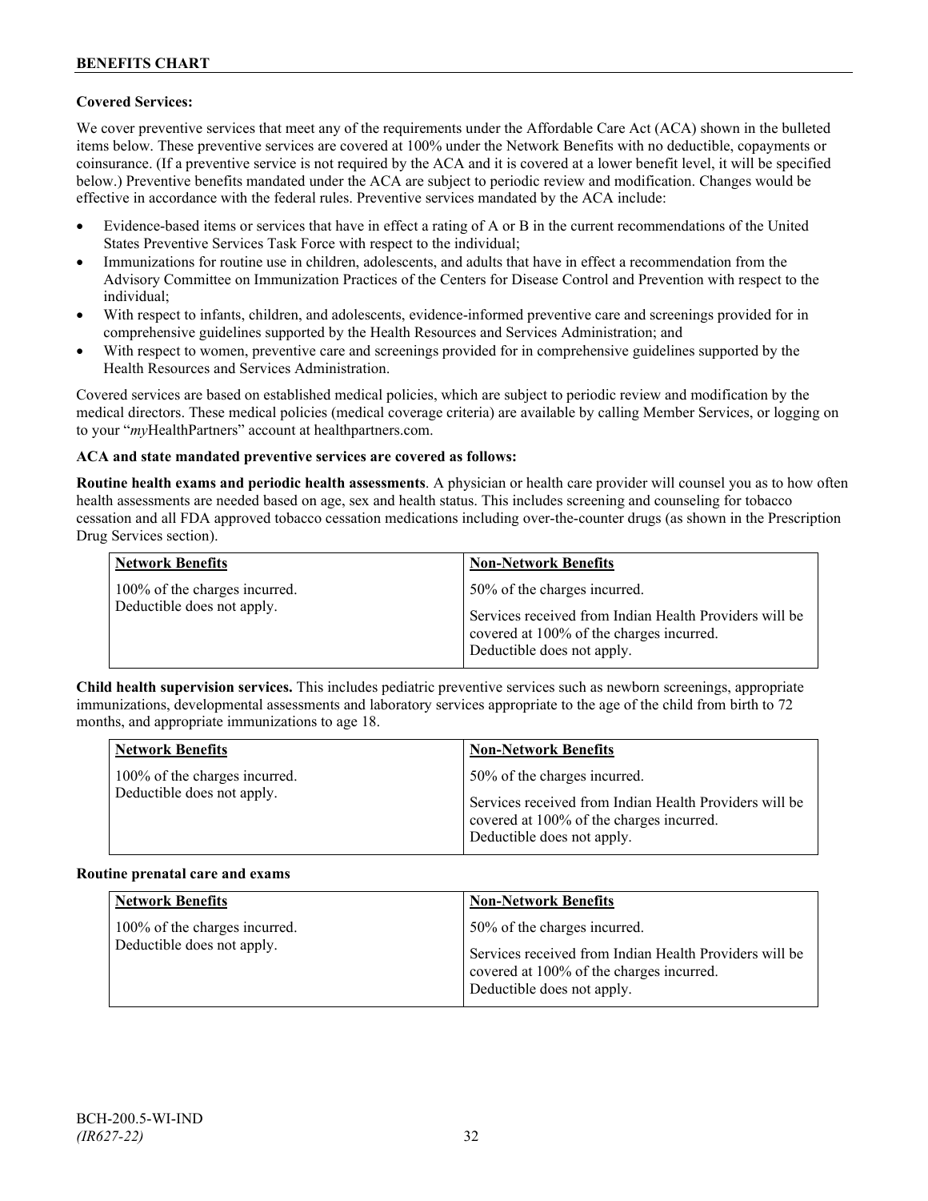**Covered Services:**

We cover preventive services that meet any of the requirements under the Affordable Care Act (ACA) shown in the bulleted items below. These preventive services are covered at 100% under the Network Benefits with no deductible, copayments or coinsurance. (If a preventive service is not required by the ACA and it is covered at a lower benefit level, it will be specified below.) Preventive benefits mandated under the ACA are subject to periodic review and modification. Changes would be effective in accordance with the federal rules. Preventive services mandated by the ACA include:

- Evidence-based items or services that have in effect a rating of A or B in the current recommendations of the United States Preventive Services Task Force with respect to the individual;
- Immunizations for routine use in children, adolescents, and adults that have in effect a recommendation from the Advisory Committee on Immunization Practices of the Centers for Disease Control and Prevention with respect to the individual;
- With respect to infants, children, and adolescents, evidence-informed preventive care and screenings provided for in comprehensive guidelines supported by the Health Resources and Services Administration; and
- With respect to women, preventive care and screenings provided for in comprehensive guidelines supported by the Health Resources and Services Administration.

Covered services are based on established medical policies, which are subject to periodic review and modification by the medical directors. These medical policies (medical coverage criteria) are available by calling Member Services, or logging on to your "*my*HealthPartners" account at healthpartners.com.

**ACA and state mandated preventive services are covered as follows:**

**Routine health exams and periodic health assessments**. A physician or health care provider will counsel you as to how often health assessments are needed based on age, sex and health status. This includes screening and counseling for tobacco cessation and all FDA approved tobacco cessation medications including over-the-counter drugs (as shown in the Prescription Drug Services section).

| Network Benefits | Non-Network Benefits |
|---|---|
| 100% of the charges incurred. Deductible does not apply. | 50% of the charges incurred. Services received from Indian Health Providers will be covered at 100% of the charges incurred. Deductible does not apply. |

**Child health supervision services.** This includes pediatric preventive services such as newborn screenings, appropriate immunizations, developmental assessments and laboratory services appropriate to the age of the child from birth to 72 months, and appropriate immunizations to age 18.

| Network Benefits | Non-Network Benefits |
|---|---|
| 100% of the charges incurred. Deductible does not apply. | 50% of the charges incurred. Services received from Indian Health Providers will be covered at 100% of the charges incurred. Deductible does not apply. |

**Routine prenatal care and exams**

| Network Benefits | Non-Network Benefits |
|---|---|
| 100% of the charges incurred. Deductible does not apply. | 50% of the charges incurred. Services received from Indian Health Providers will be covered at 100% of the charges incurred. Deductible does not apply. |

BCH-200.5-WI-IND
*(IR627-22)*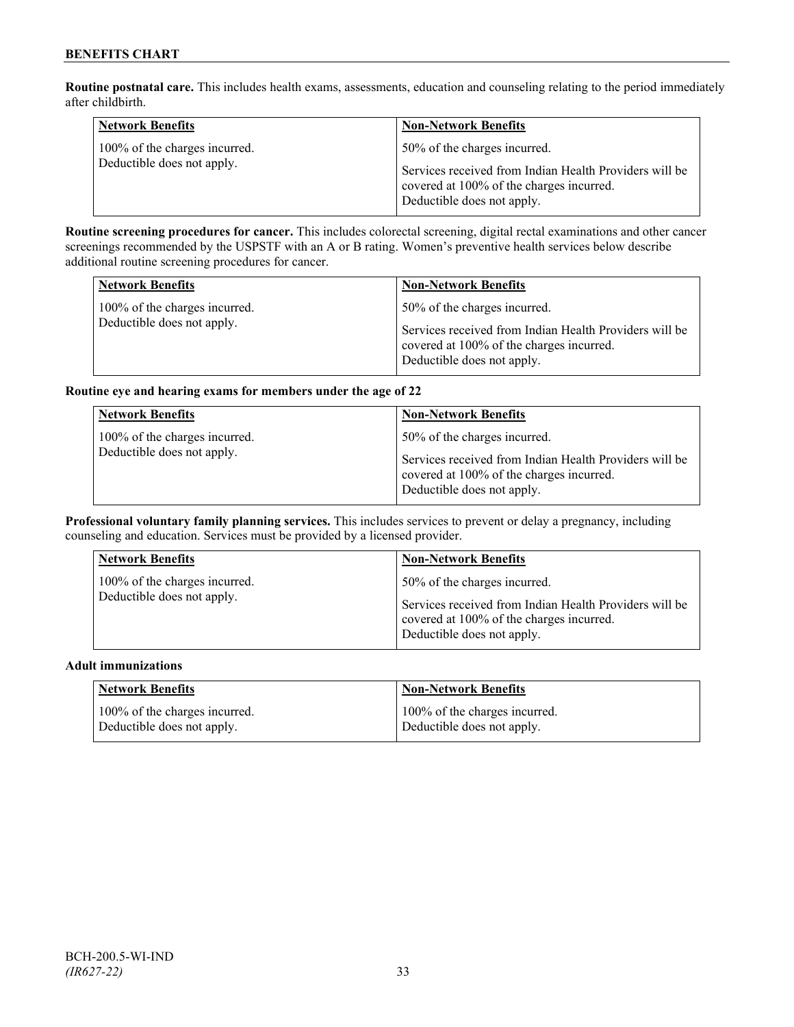**Routine postnatal care.** This includes health exams, assessments, education and counseling relating to the period immediately after childbirth.

| **Network Benefits** | **Non-Network Benefits** |
|---|---|
| 100% of the charges incurred. Deductible does not apply. | 50% of the charges incurred. Services received from Indian Health Providers will be covered at 100% of the charges incurred. Deductible does not apply. |

**Routine screening procedures for cancer.** This includes colorectal screening, digital rectal examinations and other cancer screenings recommended by the USPSTF with an A or B rating. Women's preventive health services below describe additional routine screening procedures for cancer.

| **Network Benefits** | **Non-Network Benefits** |
|---|---|
| 100% of the charges incurred. Deductible does not apply. | 50% of the charges incurred. Services received from Indian Health Providers will be covered at 100% of the charges incurred. Deductible does not apply. |

**Routine eye and hearing exams for members under the age of 22**

| **Network Benefits** | **Non-Network Benefits** |
|---|---|
| 100% of the charges incurred. Deductible does not apply. | 50% of the charges incurred. Services received from Indian Health Providers will be covered at 100% of the charges incurred. Deductible does not apply. |

**Professional voluntary family planning services.** This includes services to prevent or delay a pregnancy, including counseling and education. Services must be provided by a licensed provider.

| **Network Benefits** | **Non-Network Benefits** |
|---|---|
| 100% of the charges incurred. Deductible does not apply. | 50% of the charges incurred. Services received from Indian Health Providers will be covered at 100% of the charges incurred. Deductible does not apply. |

**Adult immunizations**

| **Network Benefits** | **Non-Network Benefits** |
|---|---|
| 100% of the charges incurred. Deductible does not apply. | 100% of the charges incurred. Deductible does not apply. |

BCH-200.5-WI-IND
*(IR627-22)*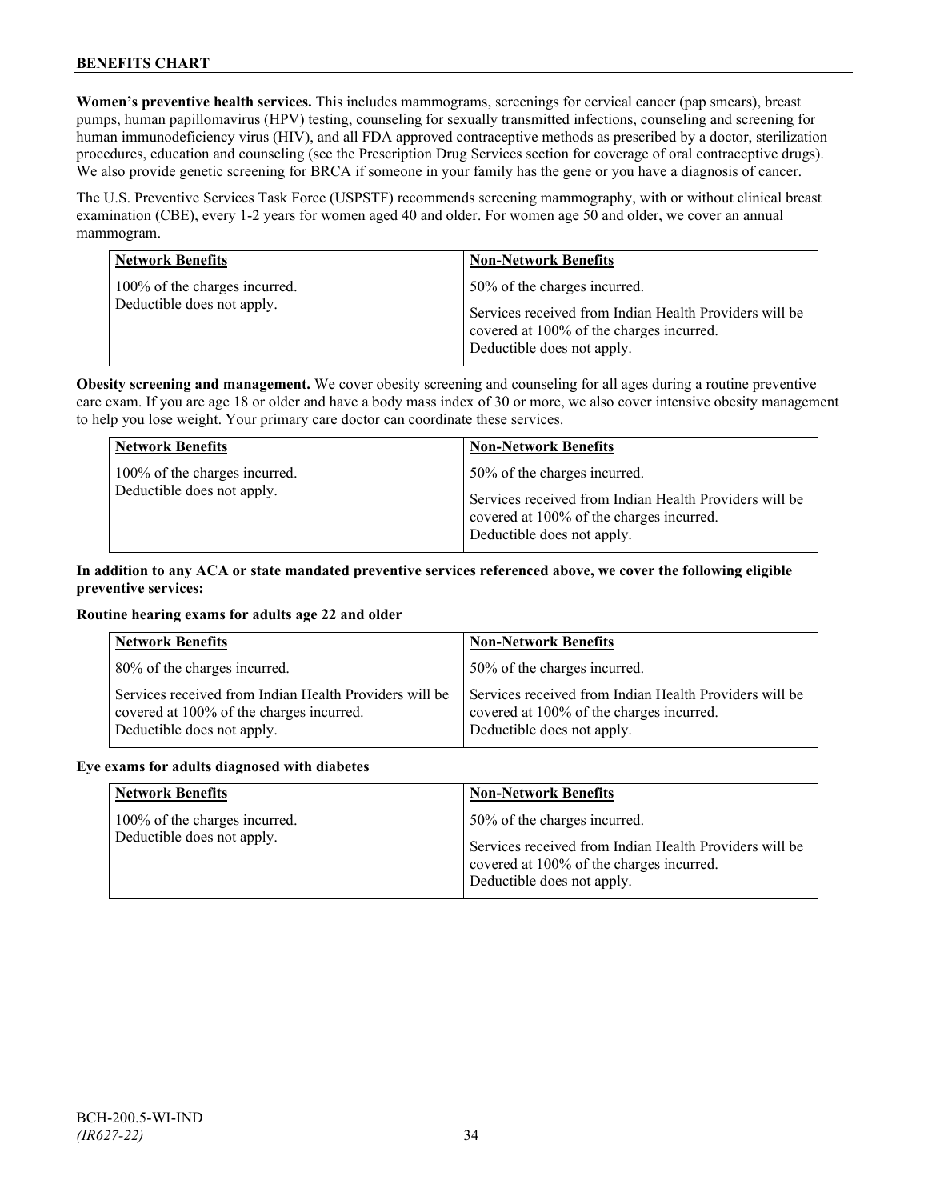**Women's preventive health services.** This includes mammograms, screenings for cervical cancer (pap smears), breast pumps, human papillomavirus (HPV) testing, counseling for sexually transmitted infections, counseling and screening for human immunodeficiency virus (HIV), and all FDA approved contraceptive methods as prescribed by a doctor, sterilization procedures, education and counseling (see the Prescription Drug Services section for coverage of oral contraceptive drugs). We also provide genetic screening for BRCA if someone in your family has the gene or you have a diagnosis of cancer.

The U.S. Preventive Services Task Force (USPSTF) recommends screening mammography, with or without clinical breast examination (CBE), every 1-2 years for women aged 40 and older. For women age 50 and older, we cover an annual mammogram.

| Network Benefits | Non-Network Benefits |
|---|---|
| 100% of the charges incurred.<br>Deductible does not apply. | 50% of the charges incurred.<br>Services received from Indian Health Providers will be covered at 100% of the charges incurred. Deductible does not apply. |

**Obesity screening and management.** We cover obesity screening and counseling for all ages during a routine preventive care exam. If you are age 18 or older and have a body mass index of 30 or more, we also cover intensive obesity management to help you lose weight. Your primary care doctor can coordinate these services.

| Network Benefits | Non-Network Benefits |
|---|---|
| 100% of the charges incurred.<br>Deductible does not apply. | 50% of the charges incurred.<br>Services received from Indian Health Providers will be covered at 100% of the charges incurred. Deductible does not apply. |

**In addition to any ACA or state mandated preventive services referenced above, we cover the following eligible preventive services:**

**Routine hearing exams for adults age 22 and older**

| Network Benefits | Non-Network Benefits |
|---|---|
| 80% of the charges incurred. | 50% of the charges incurred. |
| Services received from Indian Health Providers will be covered at 100% of the charges incurred. Deductible does not apply. | Services received from Indian Health Providers will be covered at 100% of the charges incurred. Deductible does not apply. |

**Eye exams for adults diagnosed with diabetes**

| Network Benefits | Non-Network Benefits |
|---|---|
| 100% of the charges incurred.<br>Deductible does not apply. | 50% of the charges incurred.<br>Services received from Indian Health Providers will be covered at 100% of the charges incurred. Deductible does not apply. |

BCH-200.5-WI-IND
*(IR627-22)*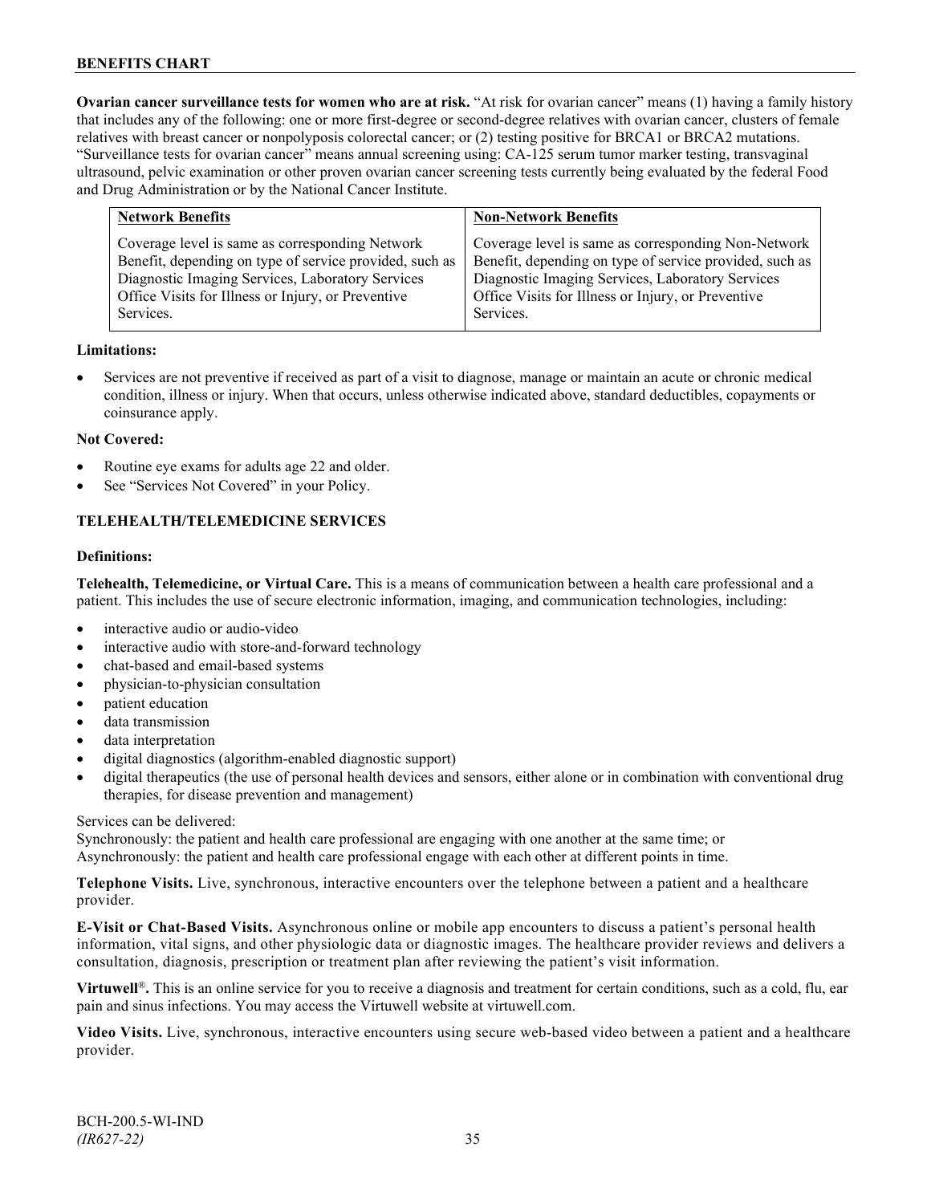**Ovarian cancer surveillance tests for women who are at risk.** "At risk for ovarian cancer" means (1) having a family history that includes any of the following: one or more first-degree or second-degree relatives with ovarian cancer, clusters of female relatives with breast cancer or nonpolyposis colorectal cancer; or (2) testing positive for BRCA1 or BRCA2 mutations. "Surveillance tests for ovarian cancer" means annual screening using: CA-125 serum tumor marker testing, transvaginal ultrasound, pelvic examination or other proven ovarian cancer screening tests currently being evaluated by the federal Food and Drug Administration or by the National Cancer Institute.

| Network Benefits | Non-Network Benefits |
| --- | --- |
| Coverage level is same as corresponding Network Benefit, depending on type of service provided, such as Diagnostic Imaging Services, Laboratory Services Office Visits for Illness or Injury, or Preventive Services. | Coverage level is same as corresponding Non-Network Benefit, depending on type of service provided, such as Diagnostic Imaging Services, Laboratory Services Office Visits for Illness or Injury, or Preventive Services. |

**Limitations:**

- Services are not preventive if received as part of a visit to diagnose, manage or maintain an acute or chronic medical condition, illness or injury. When that occurs, unless otherwise indicated above, standard deductibles, copayments or coinsurance apply.

**Not Covered:**

- Routine eye exams for adults age 22 and older.
- See "Services Not Covered" in your Policy.

## TELEHEALTH/TELEMEDICINE SERVICES

**Definitions:**

**Telehealth, Telemedicine, or Virtual Care.** This is a means of communication between a health care professional and a patient. This includes the use of secure electronic information, imaging, and communication technologies, including:

- interactive audio or audio-video
- interactive audio with store-and-forward technology
- chat-based and email-based systems
- physician-to-physician consultation
- patient education
- data transmission
- data interpretation
- digital diagnostics (algorithm-enabled diagnostic support)
- digital therapeutics (the use of personal health devices and sensors, either alone or in combination with conventional drug therapies, for disease prevention and management)

Services can be delivered:
Synchronously: the patient and health care professional are engaging with one another at the same time; or
Asynchronously: the patient and health care professional engage with each other at different points in time.

**Telephone Visits.** Live, synchronous, interactive encounters over the telephone between a patient and a healthcare provider.

**E-Visit or Chat-Based Visits.** Asynchronous online or mobile app encounters to discuss a patient's personal health information, vital signs, and other physiologic data or diagnostic images. The healthcare provider reviews and delivers a consultation, diagnosis, prescription or treatment plan after reviewing the patient's visit information.

**Virtuwell®.** This is an online service for you to receive a diagnosis and treatment for certain conditions, such as a cold, flu, ear pain and sinus infections. You may access the Virtuwell website at virtuwell.com.

**Video Visits.** Live, synchronous, interactive encounters using secure web-based video between a patient and a healthcare provider.

BCH-200.5-WI-IND
*(IR627-22)*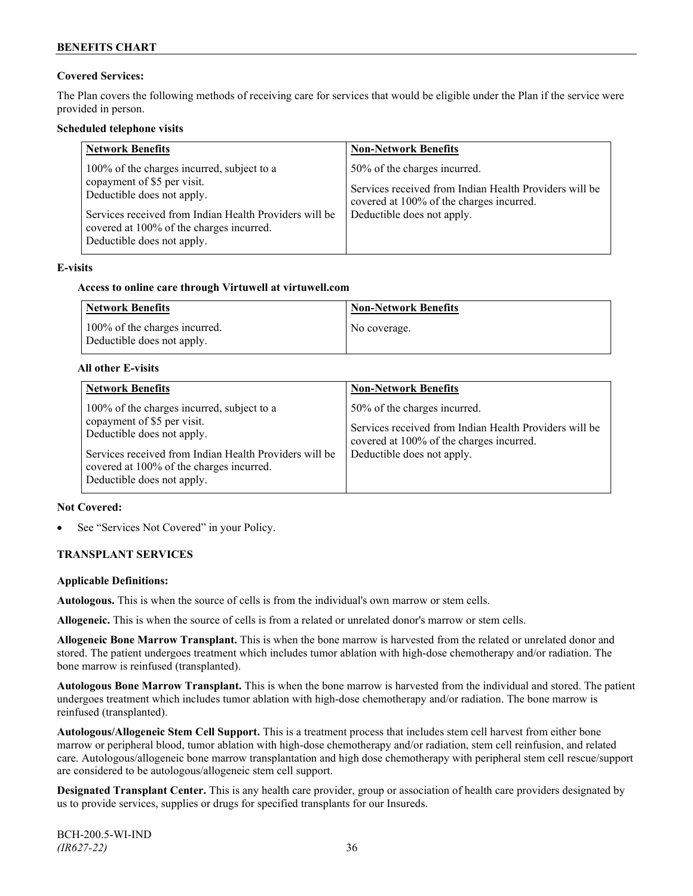**Covered Services:**

The Plan covers the following methods of receiving care for services that would be eligible under the Plan if the service were provided in person.

**Scheduled telephone visits**

| Network Benefits | Non-Network Benefits |
|---|---|
| 100% of the charges incurred, subject to a copayment of $5 per visit. Deductible does not apply.<br><br>Services received from Indian Health Providers will be covered at 100% of the charges incurred. Deductible does not apply. | 50% of the charges incurred.<br><br>Services received from Indian Health Providers will be covered at 100% of the charges incurred. Deductible does not apply. |

**E-visits**

**Access to online care through Virtuwell at virtuwell.com**

| Network Benefits | Non-Network Benefits |
|---|---|
| 100% of the charges incurred. Deductible does not apply. | No coverage. |

**All other E-visits**

| Network Benefits | Non-Network Benefits |
|---|---|
| 100% of the charges incurred, subject to a copayment of $5 per visit. Deductible does not apply.<br><br>Services received from Indian Health Providers will be covered at 100% of the charges incurred. Deductible does not apply. | 50% of the charges incurred.<br><br>Services received from Indian Health Providers will be covered at 100% of the charges incurred. Deductible does not apply. |

**Not Covered:**

- See "Services Not Covered" in your Policy.

**TRANSPLANT SERVICES**

**Applicable Definitions:**

**Autologous.** This is when the source of cells is from the individual's own marrow or stem cells.

**Allogeneic.** This is when the source of cells is from a related or unrelated donor's marrow or stem cells.

**Allogeneic Bone Marrow Transplant.** This is when the bone marrow is harvested from the related or unrelated donor and stored. The patient undergoes treatment which includes tumor ablation with high-dose chemotherapy and/or radiation. The bone marrow is reinfused (transplanted).

**Autologous Bone Marrow Transplant.** This is when the bone marrow is harvested from the individual and stored. The patient undergoes treatment which includes tumor ablation with high-dose chemotherapy and/or radiation. The bone marrow is reinfused (transplanted).

**Autologous/Allogeneic Stem Cell Support.** This is a treatment process that includes stem cell harvest from either bone marrow or peripheral blood, tumor ablation with high-dose chemotherapy and/or radiation, stem cell reinfusion, and related care. Autologous/allogeneic bone marrow transplantation and high dose chemotherapy with peripheral stem cell rescue/support are considered to be autologous/allogeneic stem cell support.

**Designated Transplant Center.** This is any health care provider, group or association of health care providers designated by us to provide services, supplies or drugs for specified transplants for our Insureds.

BCH-200.5-WI-IND
*(IR627-22)*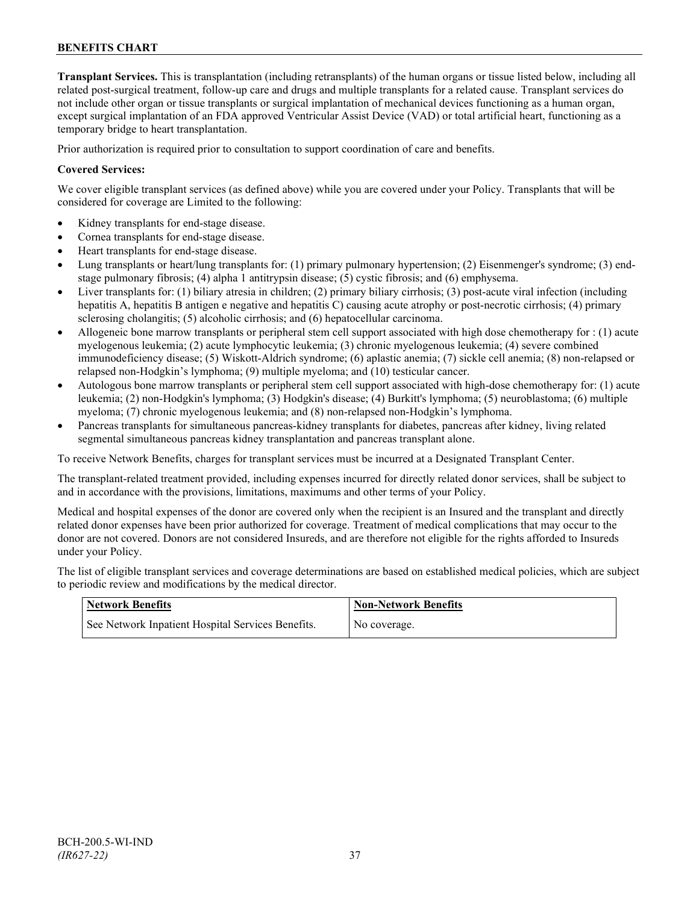**Transplant Services.** This is transplantation (including retransplants) of the human organs or tissue listed below, including all related post-surgical treatment, follow-up care and drugs and multiple transplants for a related cause. Transplant services do not include other organ or tissue transplants or surgical implantation of mechanical devices functioning as a human organ, except surgical implantation of an FDA approved Ventricular Assist Device (VAD) or total artificial heart, functioning as a temporary bridge to heart transplantation.

Prior authorization is required prior to consultation to support coordination of care and benefits.

**Covered Services:**

We cover eligible transplant services (as defined above) while you are covered under your Policy. Transplants that will be considered for coverage are Limited to the following:

- Kidney transplants for end-stage disease.
- Cornea transplants for end-stage disease.
- Heart transplants for end-stage disease.
- Lung transplants or heart/lung transplants for: (1) primary pulmonary hypertension; (2) Eisenmenger's syndrome; (3) end-stage pulmonary fibrosis; (4) alpha 1 antitrypsin disease; (5) cystic fibrosis; and (6) emphysema.
- Liver transplants for: (1) biliary atresia in children; (2) primary biliary cirrhosis; (3) post-acute viral infection (including hepatitis A, hepatitis B antigen e negative and hepatitis C) causing acute atrophy or post-necrotic cirrhosis; (4) primary sclerosing cholangitis; (5) alcoholic cirrhosis; and (6) hepatocellular carcinoma.
- Allogeneic bone marrow transplants or peripheral stem cell support associated with high dose chemotherapy for : (1) acute myelogenous leukemia; (2) acute lymphocytic leukemia; (3) chronic myelogenous leukemia; (4) severe combined immunodeficiency disease; (5) Wiskott-Aldrich syndrome; (6) aplastic anemia; (7) sickle cell anemia; (8) non-relapsed or relapsed non-Hodgkin's lymphoma; (9) multiple myeloma; and (10) testicular cancer.
- Autologous bone marrow transplants or peripheral stem cell support associated with high-dose chemotherapy for: (1) acute leukemia; (2) non-Hodgkin's lymphoma; (3) Hodgkin's disease; (4) Burkitt's lymphoma; (5) neuroblastoma; (6) multiple myeloma; (7) chronic myelogenous leukemia; and (8) non-relapsed non-Hodgkin's lymphoma.
- Pancreas transplants for simultaneous pancreas-kidney transplants for diabetes, pancreas after kidney, living related segmental simultaneous pancreas kidney transplantation and pancreas transplant alone.

To receive Network Benefits, charges for transplant services must be incurred at a Designated Transplant Center.

The transplant-related treatment provided, including expenses incurred for directly related donor services, shall be subject to and in accordance with the provisions, limitations, maximums and other terms of your Policy.

Medical and hospital expenses of the donor are covered only when the recipient is an Insured and the transplant and directly related donor expenses have been prior authorized for coverage. Treatment of medical complications that may occur to the donor are not covered. Donors are not considered Insureds, and are therefore not eligible for the rights afforded to Insureds under your Policy.

The list of eligible transplant services and coverage determinations are based on established medical policies, which are subject to periodic review and modifications by the medical director.

| **Network Benefits** | **Non-Network Benefits** |
|---|---|
| See Network Inpatient Hospital Services Benefits. | No coverage. |

BCH-200.5-WI-IND
*(IR627-22)*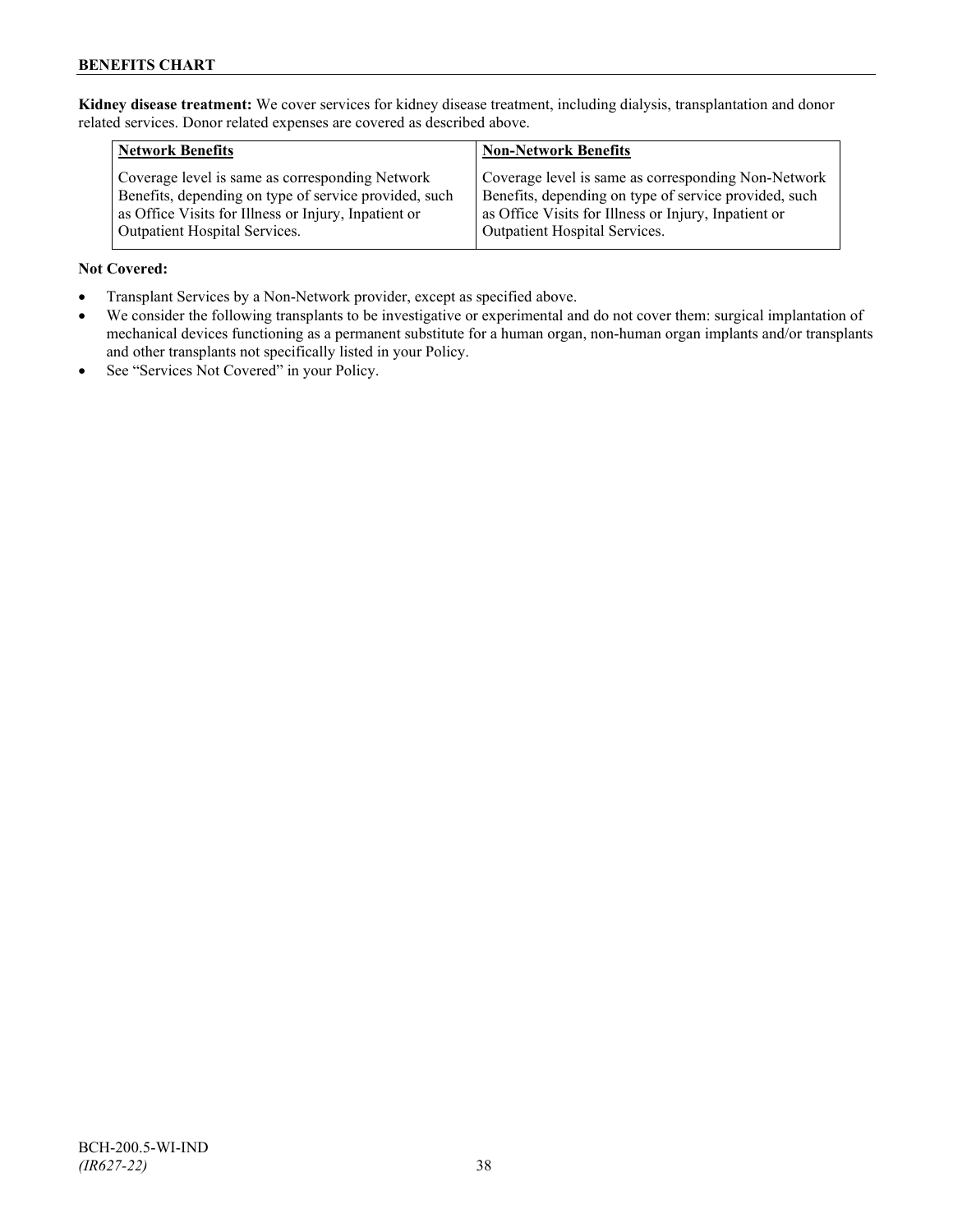**Kidney disease treatment:** We cover services for kidney disease treatment, including dialysis, transplantation and donor related services. Donor related expenses are covered as described above.

| Network Benefits | Non-Network Benefits |
|---|---|
| Coverage level is same as corresponding Network Benefits, depending on type of service provided, such as Office Visits for Illness or Injury, Inpatient or Outpatient Hospital Services. | Coverage level is same as corresponding Non-Network Benefits, depending on type of service provided, such as Office Visits for Illness or Injury, Inpatient or Outpatient Hospital Services. |

**Not Covered:**

- Transplant Services by a Non-Network provider, except as specified above.
- We consider the following transplants to be investigative or experimental and do not cover them: surgical implantation of mechanical devices functioning as a permanent substitute for a human organ, non-human organ implants and/or transplants and other transplants not specifically listed in your Policy.
- See "Services Not Covered" in your Policy.